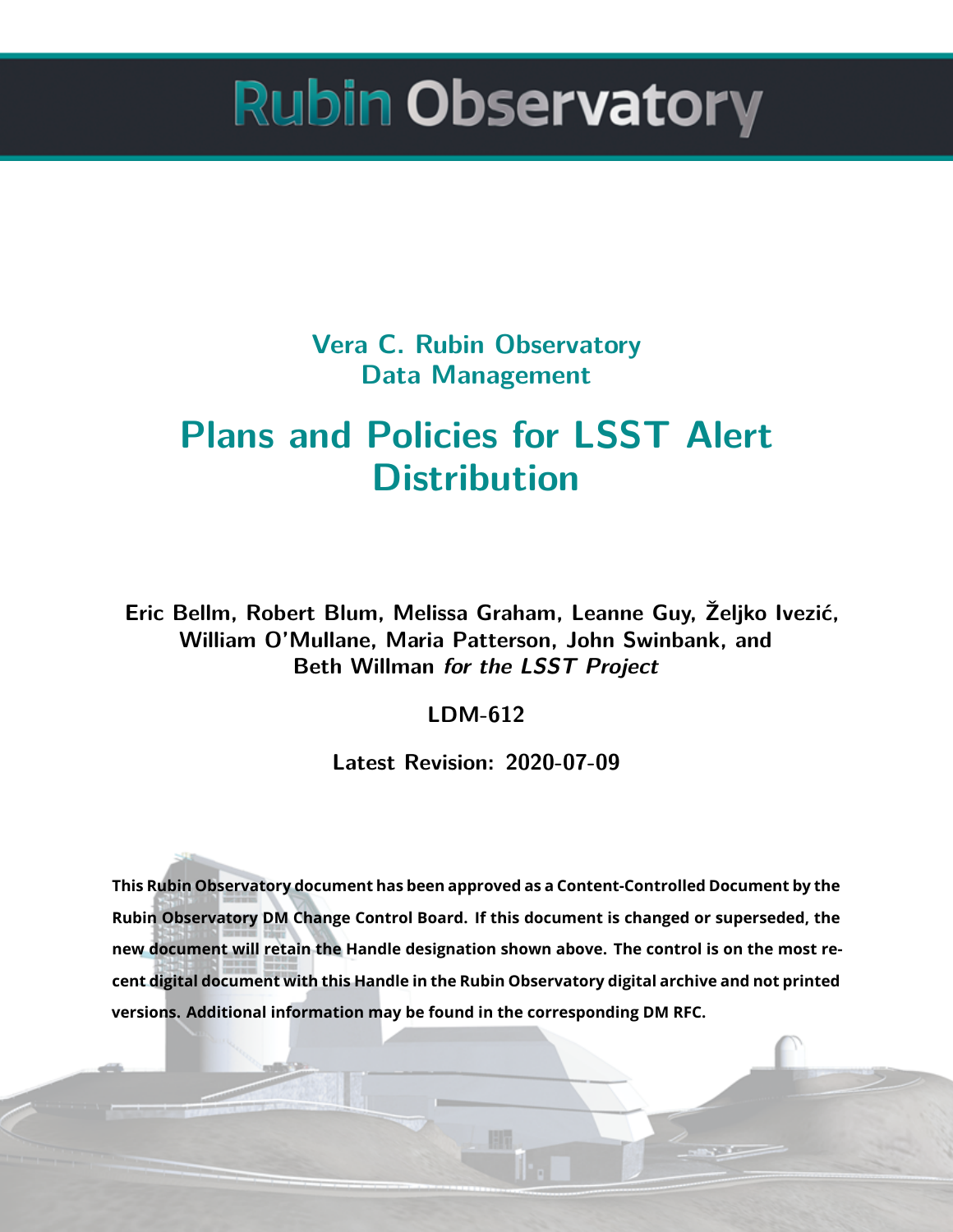# Rubin Observatory

## Vera C. Rubin Observatory
## Data Management

# Plans and Policies for LSST Alert Distribution

**Eric Bellm, Robert Blum, Melissa Graham, Leanne Guy, Željko Ivezić, William O'Mullane, Maria Patterson, John Swinbank, and Beth Willman** ***for the LSST Project***

**LDM-612**

**Latest Revision: 2020-07-09**

**This Rubin Observatory document has been approved as a Content-Controlled Document by the Rubin Observatory DM Change Control Board. If this document is changed or superseded, the new document will retain the Handle designation shown above. The control is on the most recent digital document with this Handle in the Rubin Observatory digital archive and not printed versions. Additional information may be found in the corresponding DM RFC.**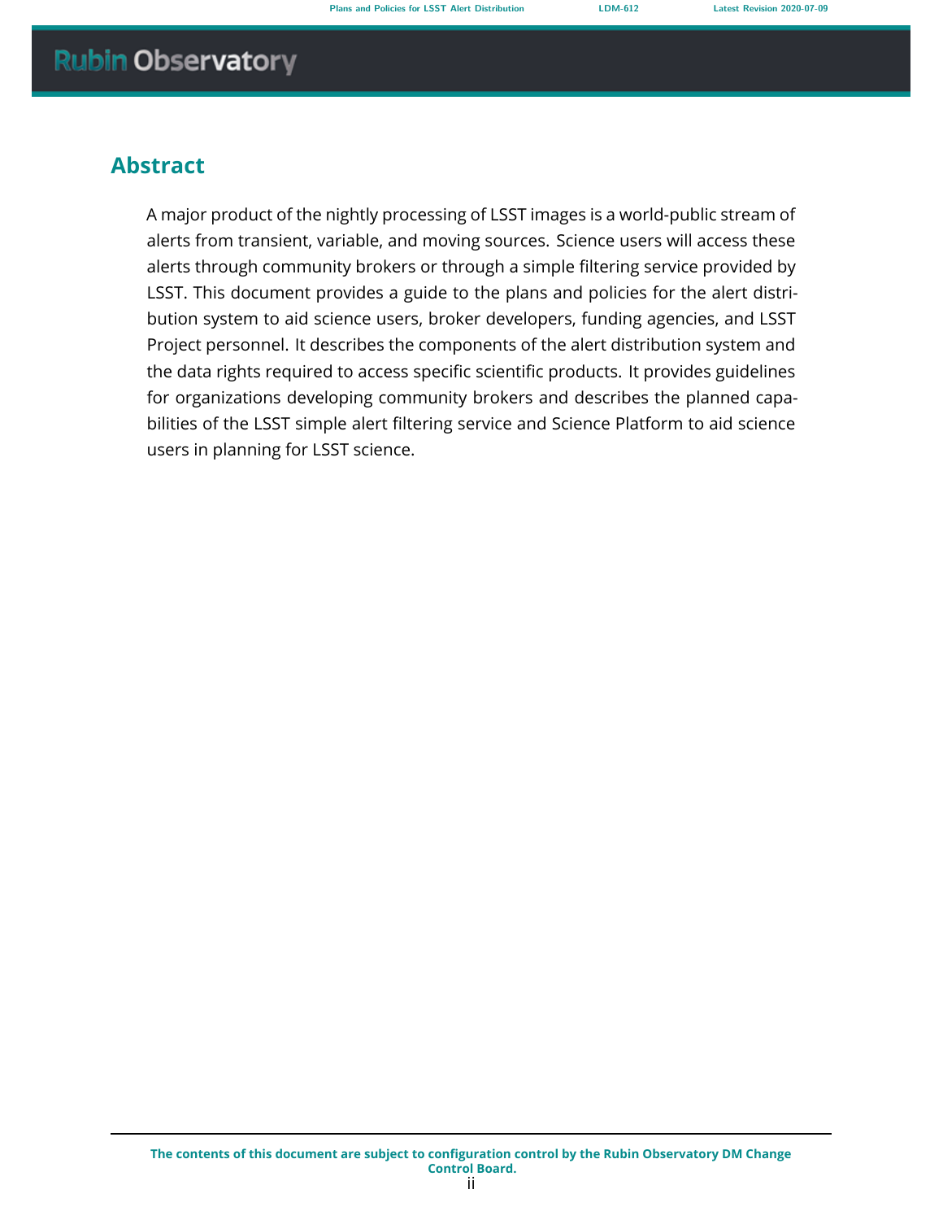## Abstract

A major product of the nightly processing of LSST images is a world-public stream of alerts from transient, variable, and moving sources. Science users will access these alerts through community brokers or through a simple filtering service provided by LSST. This document provides a guide to the plans and policies for the alert distribution system to aid science users, broker developers, funding agencies, and LSST Project personnel. It describes the components of the alert distribution system and the data rights required to access specific scientific products. It provides guidelines for organizations developing community brokers and describes the planned capabilities of the LSST simple alert filtering service and Science Platform to aid science users in planning for LSST science.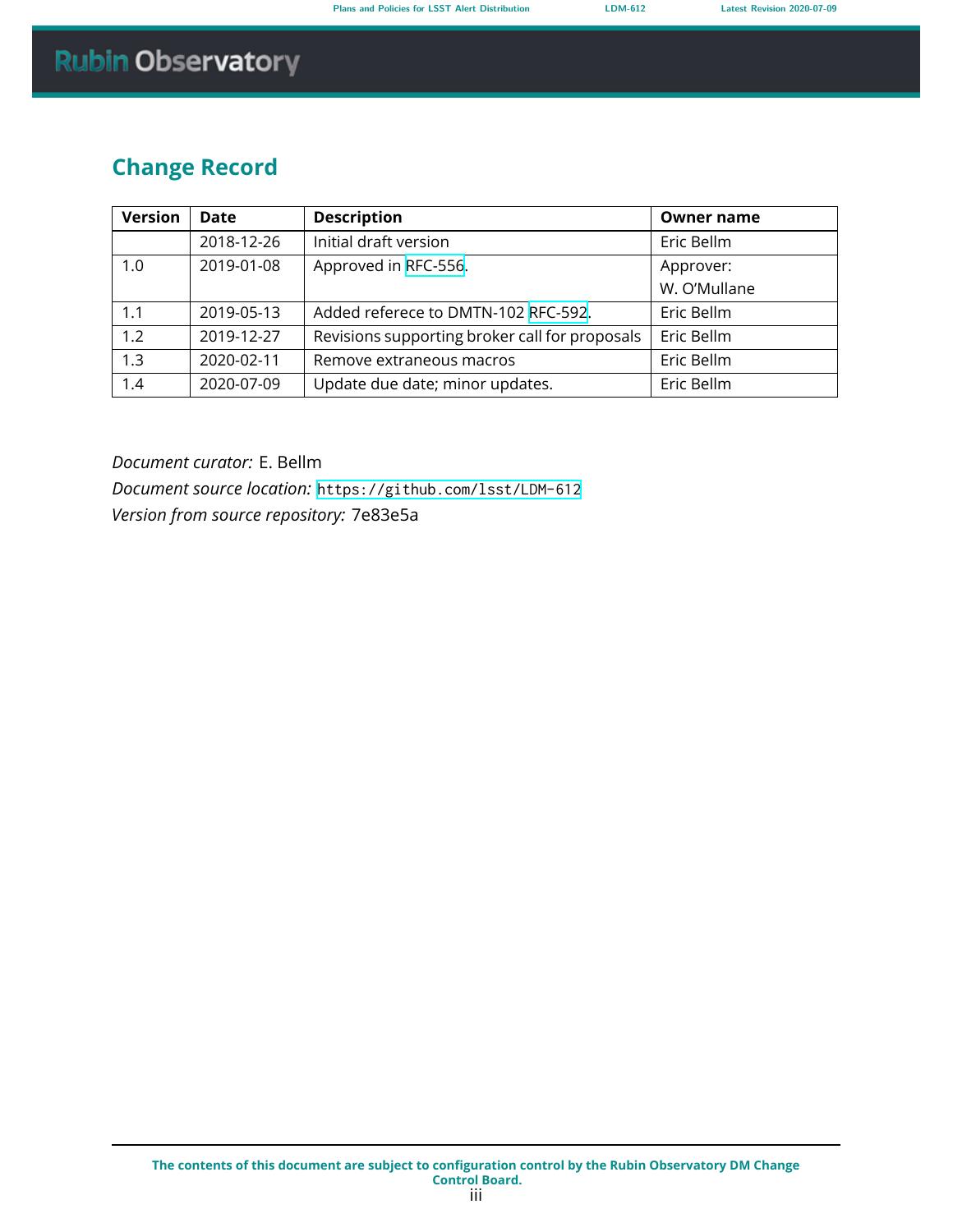## Change Record

| Version | Date | Description | Owner name |
|---|---|---|---|
| | 2018-12-26 | Initial draft version | Eric Bellm |
| 1.0 | 2019-01-08 | Approved in RFC-556. | Approver: W. O'Mullane |
| 1.1 | 2019-05-13 | Added refere to DMTN-102 RFC-592. | Eric Bellm |
| 1.2 | 2019-12-27 | Revisions supporting broker call for proposals | Eric Bellm |
| 1.3 | 2020-02-11 | Remove extraneous macros | Eric Bellm |
| 1.4 | 2020-07-09 | Update due date; minor updates. | Eric Bellm |

*Document curator:* E. Bellm
*Document source location:* `https://github.com/lsst/LDM-612`
*Version from source repository:* 7e83e5a

**The contents of this document are subject to configuration control by the Rubin Observatory DM Change Control Board.**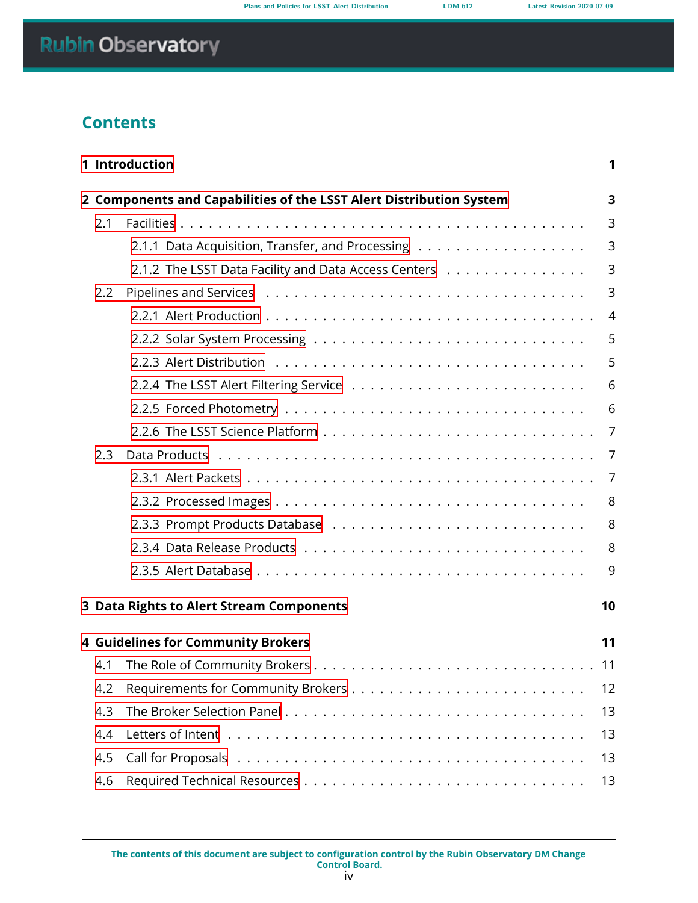# Contents

**1 Introduction** — **1**

**2 Components and Capabilities of the LSST Alert Distribution System** — **3**

- 2.1 Facilities — 3
  - 2.1.1 Data Acquisition, Transfer, and Processing — 3
  - 2.1.2 The LSST Data Facility and Data Access Centers — 3
- 2.2 Pipelines and Services — 3
  - 2.2.1 Alert Production — 4
  - 2.2.2 Solar System Processing — 5
  - 2.2.3 Alert Distribution — 5
  - 2.2.4 The LSST Alert Filtering Service — 6
  - 2.2.5 Forced Photometry — 6
  - 2.2.6 The LSST Science Platform — 7
- 2.3 Data Products — 7
  - 2.3.1 Alert Packets — 7
  - 2.3.2 Processed Images — 8
  - 2.3.3 Prompt Products Database — 8
  - 2.3.4 Data Release Products — 8
  - 2.3.5 Alert Database — 9

**3 Data Rights to Alert Stream Components** — **10**

**4 Guidelines for Community Brokers** — **11**

- 4.1 The Role of Community Brokers — 11
- 4.2 Requirements for Community Brokers — 12
- 4.3 The Broker Selection Panel — 13
- 4.4 Letters of Intent — 13
- 4.5 Call for Proposals — 13
- 4.6 Required Technical Resources — 13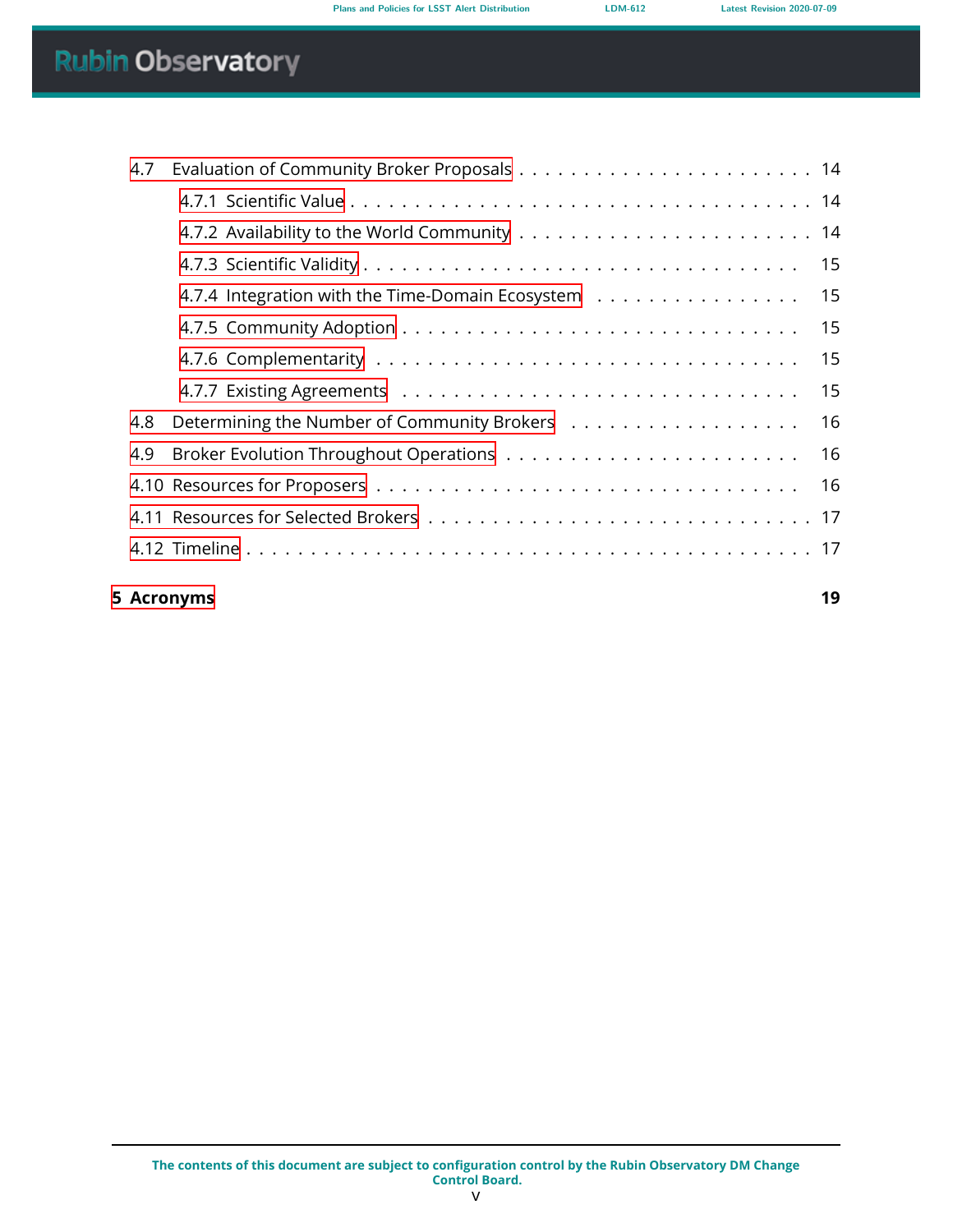- 4.7 Evaluation of Community Broker Proposals . . . . . . . . . . . . . . . . . . . . . . . 14
  - 4.7.1 Scientific Value . . . . . . . . . . . . . . . . . . . . . . . . . . . . . . . . . . 14
  - 4.7.2 Availability to the World Community . . . . . . . . . . . . . . . . . . . . . . 14
  - 4.7.3 Scientific Validity . . . . . . . . . . . . . . . . . . . . . . . . . . . . . . . . 15
  - 4.7.4 Integration with the Time-Domain Ecosystem . . . . . . . . . . . . . . . . 15
  - 4.7.5 Community Adoption . . . . . . . . . . . . . . . . . . . . . . . . . . . . . . 15
  - 4.7.6 Complementarity . . . . . . . . . . . . . . . . . . . . . . . . . . . . . . . . 15
  - 4.7.7 Existing Agreements . . . . . . . . . . . . . . . . . . . . . . . . . . . . . . 15
- 4.8 Determining the Number of Community Brokers . . . . . . . . . . . . . . . . . . 16
- 4.9 Broker Evolution Throughout Operations . . . . . . . . . . . . . . . . . . . . . . 16
- 4.10 Resources for Proposers . . . . . . . . . . . . . . . . . . . . . . . . . . . . . . . 16
- 4.11 Resources for Selected Brokers . . . . . . . . . . . . . . . . . . . . . . . . . . . 17
- 4.12 Timeline . . . . . . . . . . . . . . . . . . . . . . . . . . . . . . . . . . . . . . . 17

**5 Acronyms** **19**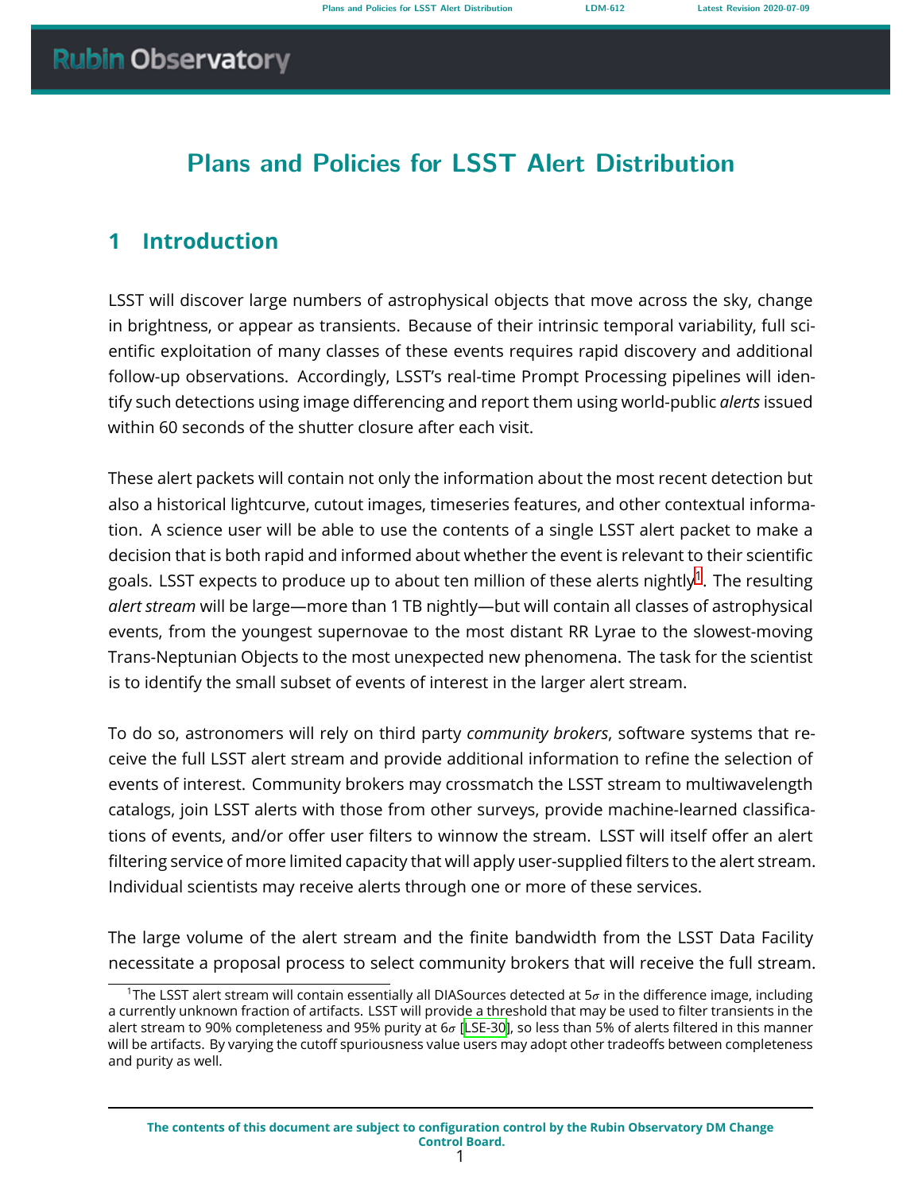# Plans and Policies for LSST Alert Distribution

## 1 Introduction

LSST will discover large numbers of astrophysical objects that move across the sky, change in brightness, or appear as transients. Because of their intrinsic temporal variability, full scientific exploitation of many classes of these events requires rapid discovery and additional follow-up observations. Accordingly, LSST's real-time Prompt Processing pipelines will identify such detections using image differencing and report them using world-public *alerts* issued within 60 seconds of the shutter closure after each visit.

These alert packets will contain not only the information about the most recent detection but also a historical lightcurve, cutout images, timeseries features, and other contextual information. A science user will be able to use the contents of a single LSST alert packet to make a decision that is both rapid and informed about whether the event is relevant to their scientific goals. LSST expects to produce up to about ten million of these alerts nightly[1]. The resulting *alert stream* will be large—more than 1 TB nightly—but will contain all classes of astrophysical events, from the youngest supernovae to the most distant RR Lyrae to the slowest-moving Trans-Neptunian Objects to the most unexpected new phenomena. The task for the scientist is to identify the small subset of events of interest in the larger alert stream.

To do so, astronomers will rely on third party *community brokers*, software systems that receive the full LSST alert stream and provide additional information to refine the selection of events of interest. Community brokers may crossmatch the LSST stream to multiwavelength catalogs, join LSST alerts with those from other surveys, provide machine-learned classifications of events, and/or offer user filters to winnow the stream. LSST will itself offer an alert filtering service of more limited capacity that will apply user-supplied filters to the alert stream. Individual scientists may receive alerts through one or more of these services.

The large volume of the alert stream and the finite bandwidth from the LSST Data Facility necessitate a proposal process to select community brokers that will receive the full stream.

[1] The LSST alert stream will contain essentially all DIASources detected at $5\sigma$ in the difference image, including a currently unknown fraction of artifacts. LSST will provide a threshold that may be used to filter transients in the alert stream to 90% completeness and 95% purity at $6\sigma$ [LSE-30], so less than 5% of alerts filtered in this manner will be artifacts. By varying the cutoff spuriousness value users may adopt other tradeoffs between completeness and purity as well.

The contents of this document are subject to configuration control by the Rubin Observatory DM Change Control Board.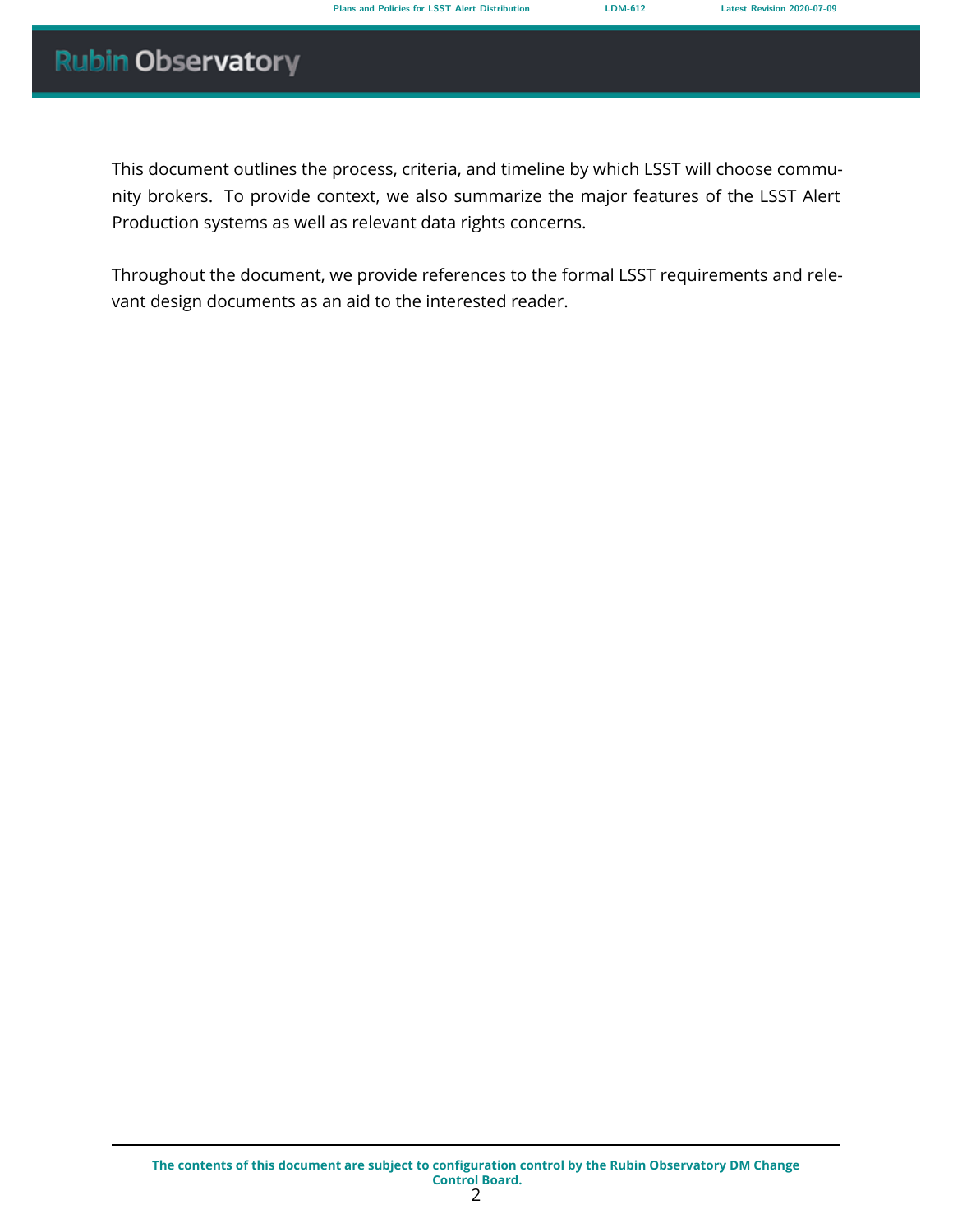This document outlines the process, criteria, and timeline by which LSST will choose community brokers. To provide context, we also summarize the major features of the LSST Alert Production systems as well as relevant data rights concerns.

Throughout the document, we provide references to the formal LSST requirements and relevant design documents as an aid to the interested reader.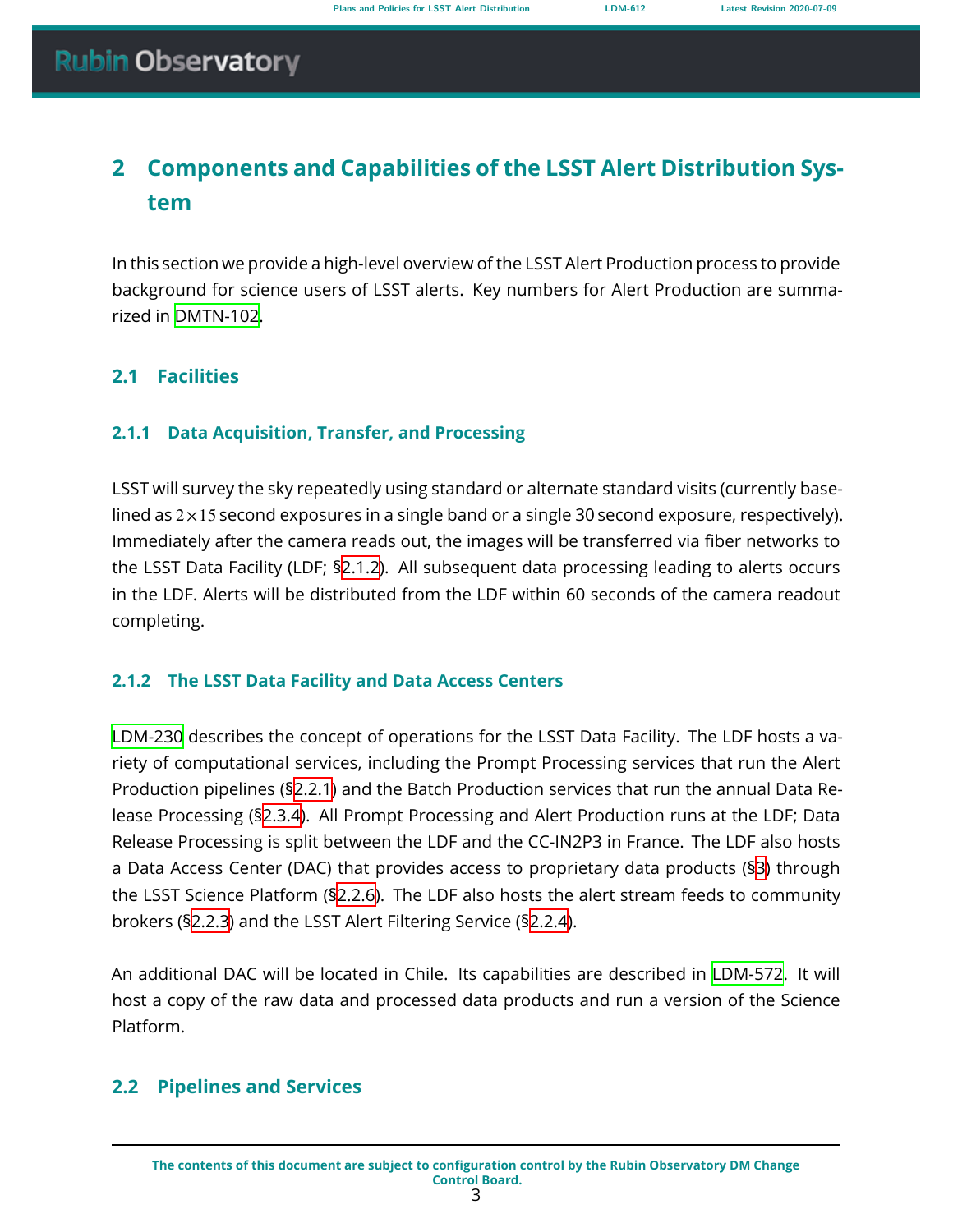# 2 Components and Capabilities of the LSST Alert Distribution System

In this section we provide a high-level overview of the LSST Alert Production process to provide background for science users of LSST alerts. Key numbers for Alert Production are summarized in DMTN-102.

## 2.1 Facilities

### 2.1.1 Data Acquisition, Transfer, and Processing

LSST will survey the sky repeatedly using standard or alternate standard visits (currently baselined as $2 \times 15$ second exposures in a single band or a single 30 second exposure, respectively). Immediately after the camera reads out, the images will be transferred via fiber networks to the LSST Data Facility (LDF; §2.1.2). All subsequent data processing leading to alerts occurs in the LDF. Alerts will be distributed from the LDF within 60 seconds of the camera readout completing.

### 2.1.2 The LSST Data Facility and Data Access Centers

LDM-230 describes the concept of operations for the LSST Data Facility. The LDF hosts a variety of computational services, including the Prompt Processing services that run the Alert Production pipelines (§2.2.1) and the Batch Production services that run the annual Data Release Processing (§2.3.4). All Prompt Processing and Alert Production runs at the LDF; Data Release Processing is split between the LDF and the CC-IN2P3 in France. The LDF also hosts a Data Access Center (DAC) that provides access to proprietary data products (§3) through the LSST Science Platform (§2.2.6). The LDF also hosts the alert stream feeds to community brokers (§2.2.3) and the LSST Alert Filtering Service (§2.2.4).

An additional DAC will be located in Chile. Its capabilities are described in LDM-572. It will host a copy of the raw data and processed data products and run a version of the Science Platform.

## 2.2 Pipelines and Services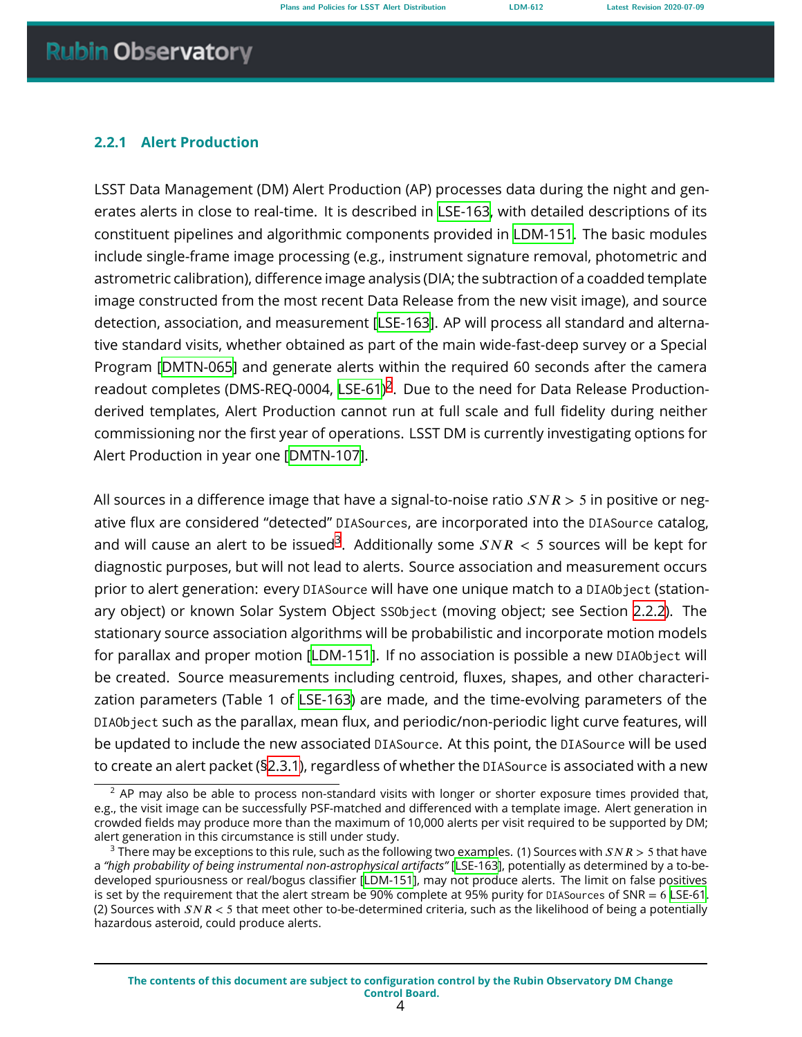### 2.2.1 Alert Production

LSST Data Management (DM) Alert Production (AP) processes data during the night and generates alerts in close to real-time. It is described in LSE-163, with detailed descriptions of its constituent pipelines and algorithmic components provided in LDM-151. The basic modules include single-frame image processing (e.g., instrument signature removal, photometric and astrometric calibration), difference image analysis (DIA; the subtraction of a coadded template image constructed from the most recent Data Release from the new visit image), and source detection, association, and measurement [LSE-163]. AP will process all standard and alternative standard visits, whether obtained as part of the main wide-fast-deep survey or a Special Program [DMTN-065] and generate alerts within the required 60 seconds after the camera readout completes (DMS-REQ-0004, LSE-61)[2]. Due to the need for Data Release Production-derived templates, Alert Production cannot run at full scale and full fidelity during neither commissioning nor the first year of operations. LSST DM is currently investigating options for Alert Production in year one [DMTN-107].

All sources in a difference image that have a signal-to-noise ratio $SNR > 5$ in positive or negative flux are considered "detected" `DIASources`, are incorporated into the `DIASource` catalog, and will cause an alert to be issued[3]. Additionally some $SNR < 5$ sources will be kept for diagnostic purposes, but will not lead to alerts. Source association and measurement occurs prior to alert generation: every `DIASource` will have one unique match to a `DIAObject` (stationary object) or known Solar System Object `SSObject` (moving object; see Section 2.2.2). The stationary source association algorithms will be probabilistic and incorporate motion models for parallax and proper motion [LDM-151]. If no association is possible a new `DIAObject` will be created. Source measurements including centroid, fluxes, shapes, and other characterization parameters (Table 1 of LSE-163) are made, and the time-evolving parameters of the `DIAObject` such as the parallax, mean flux, and periodic/non-periodic light curve features, will be updated to include the new associated `DIASource`. At this point, the `DIASource` will be used to create an alert packet (§2.3.1), regardless of whether the `DIASource` is associated with a new

---

[2] AP may also be able to process non-standard visits with longer or shorter exposure times provided that, e.g., the visit image can be successfully PSF-matched and differenced with a template image. Alert generation in crowded fields may produce more than the maximum of 10,000 alerts per visit required to be supported by DM; alert generation in this circumstance is still under study.

[3] There may be exceptions to this rule, such as the following two examples. (1) Sources with $SNR > 5$ that have a *"high probability of being instrumental non-astrophysical artifacts"* [LSE-163], potentially as determined by a to-be-developed spuriousness or real/bogus classifier [LDM-151], may not produce alerts. The limit on false positives is set by the requirement that the alert stream be 90% complete at 95% purity for `DIASources` of SNR = 6 LSE-61. (2) Sources with $SNR < 5$ that meet other to-be-determined criteria, such as the likelihood of being a potentially hazardous asteroid, could produce alerts.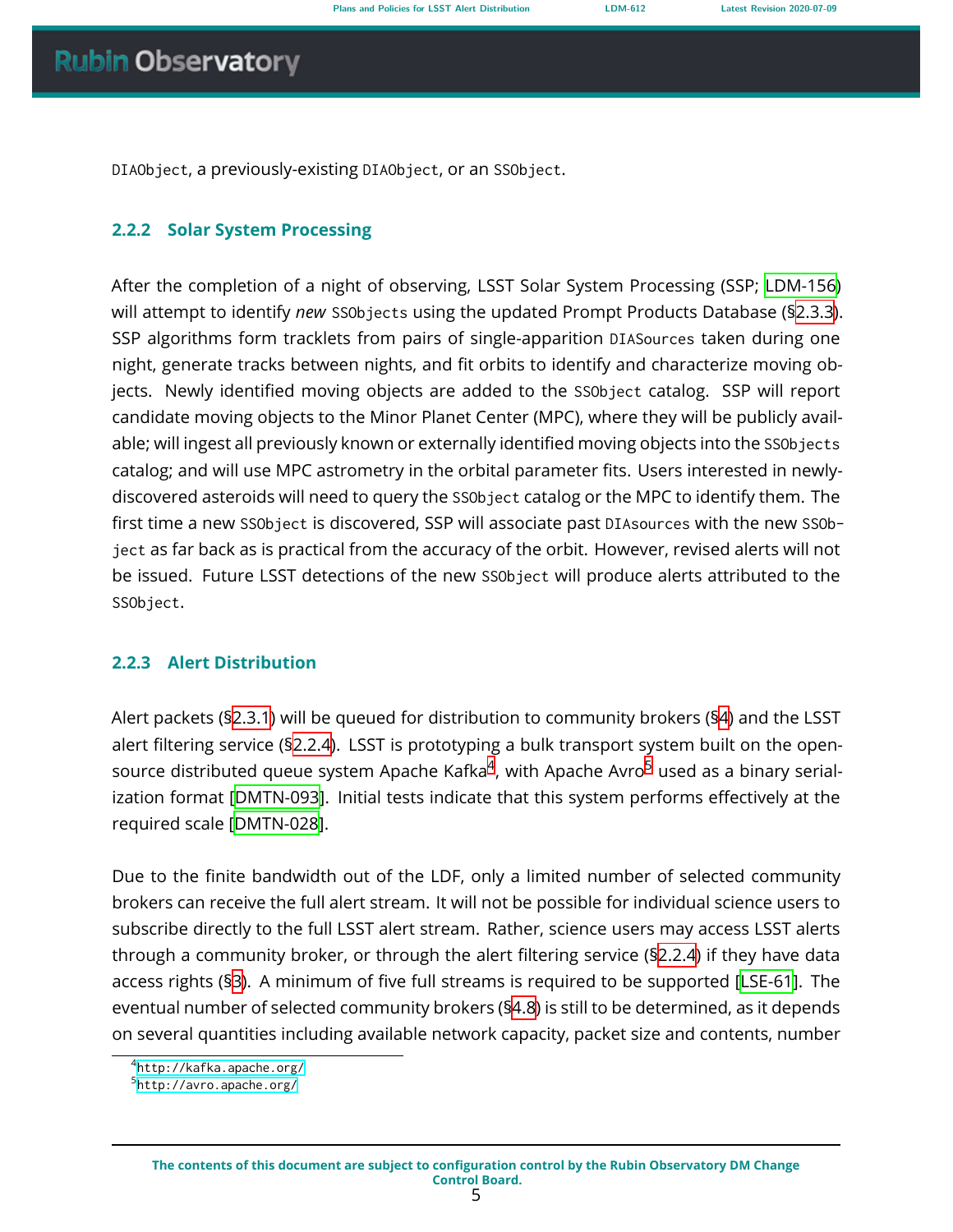DIAObject, a previously-existing DIAObject, or an SSObject.

### 2.2.2 Solar System Processing

After the completion of a night of observing, LSST Solar System Processing (SSP; LDM-156) will attempt to identify *new* SSObjects using the updated Prompt Products Database (§2.3.3). SSP algorithms form tracklets from pairs of single-apparition DIASources taken during one night, generate tracks between nights, and fit orbits to identify and characterize moving objects. Newly identified moving objects are added to the SSObject catalog. SSP will report candidate moving objects to the Minor Planet Center (MPC), where they will be publicly available; will ingest all previously known or externally identified moving objects into the SSObjects catalog; and will use MPC astrometry in the orbital parameter fits. Users interested in newly-discovered asteroids will need to query the SSObject catalog or the MPC to identify them. The first time a new SSObject is discovered, SSP will associate past DIAsources with the new SSObject as far back as is practical from the accuracy of the orbit. However, revised alerts will not be issued. Future LSST detections of the new SSObject will produce alerts attributed to the SSObject.

### 2.2.3 Alert Distribution

Alert packets (§2.3.1) will be queued for distribution to community brokers (§4) and the LSST alert filtering service (§2.2.4). LSST is prototyping a bulk transport system built on the open-source distributed queue system Apache Kafka[4], with Apache Avro[5] used as a binary serialization format [DMTN-093]. Initial tests indicate that this system performs effectively at the required scale [DMTN-028].

Due to the finite bandwidth out of the LDF, only a limited number of selected community brokers can receive the full alert stream. It will not be possible for individual science users to subscribe directly to the full LSST alert stream. Rather, science users may access LSST alerts through a community broker, or through the alert filtering service (§2.2.4) if they have data access rights (§3). A minimum of five full streams is required to be supported [LSE-61]. The eventual number of selected community brokers (§4.8) is still to be determined, as it depends on several quantities including available network capacity, packet size and contents, number

[4] http://kafka.apache.org/

[5] http://avro.apache.org/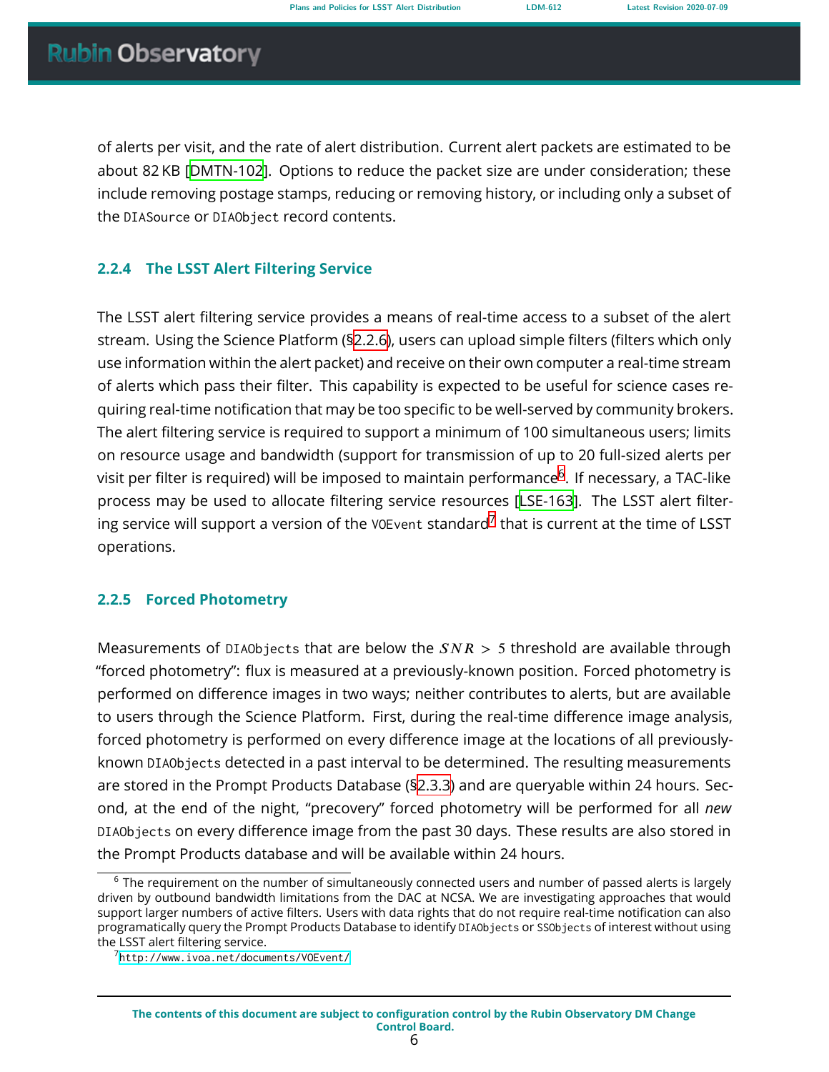of alerts per visit, and the rate of alert distribution. Current alert packets are estimated to be about 82 KB [DMTN-102]. Options to reduce the packet size are under consideration; these include removing postage stamps, reducing or removing history, or including only a subset of the `DIASource` or `DIAObject` record contents.

### 2.2.4 The LSST Alert Filtering Service

The LSST alert filtering service provides a means of real-time access to a subset of the alert stream. Using the Science Platform (§2.2.6), users can upload simple filters (filters which only use information within the alert packet) and receive on their own computer a real-time stream of alerts which pass their filter. This capability is expected to be useful for science cases requiring real-time notification that may be too specific to be well-served by community brokers. The alert filtering service is required to support a minimum of 100 simultaneous users; limits on resource usage and bandwidth (support for transmission of up to 20 full-sized alerts per visit per filter is required) will be imposed to maintain performance[6]. If necessary, a TAC-like process may be used to allocate filtering service resources [LSE-163]. The LSST alert filtering service will support a version of the `VOEvent` standard[7] that is current at the time of LSST operations.

### 2.2.5 Forced Photometry

Measurements of `DIAObjects` that are below the $SNR > 5$ threshold are available through "forced photometry": flux is measured at a previously-known position. Forced photometry is performed on difference images in two ways; neither contributes to alerts, but are available to users through the Science Platform. First, during the real-time difference image analysis, forced photometry is performed on every difference image at the locations of all previously-known `DIAObjects` detected in a past interval to be determined. The resulting measurements are stored in the Prompt Products Database (§2.3.3) and are queryable within 24 hours. Second, at the end of the night, "precovery" forced photometry will be performed for all *new* `DIAObjects` on every difference image from the past 30 days. These results are also stored in the Prompt Products database and will be available within 24 hours.

---

[6] The requirement on the number of simultaneously connected users and number of passed alerts is largely driven by outbound bandwidth limitations from the DAC at NCSA. We are investigating approaches that would support larger numbers of active filters. Users with data rights that do not require real-time notification can also programatically query the Prompt Products Database to identify `DIAObjects` or `SSObjects` of interest without using the LSST alert filtering service.

[7] http://www.ivoa.net/documents/VOEvent/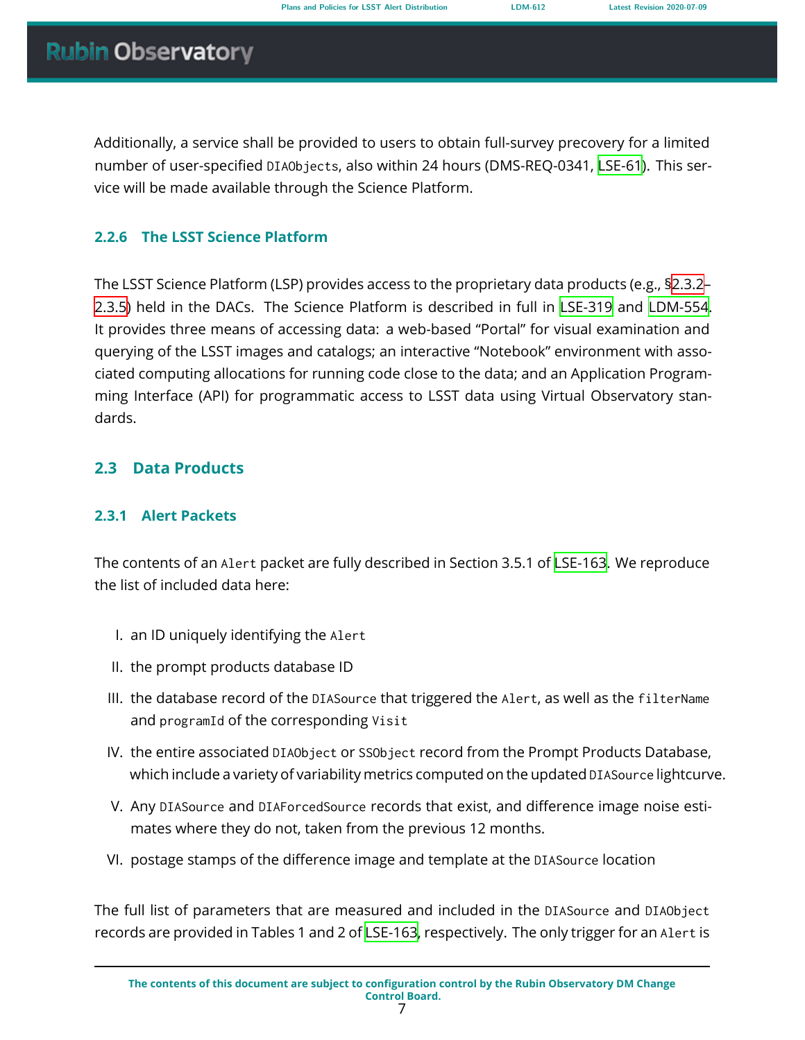Additionally, a service shall be provided to users to obtain full-survey precovery for a limited number of user-specified `DIAObjects`, also within 24 hours (DMS-REQ-0341, LSE-61). This service will be made available through the Science Platform.

### 2.2.6 The LSST Science Platform

The LSST Science Platform (LSP) provides access to the proprietary data products (e.g., §2.3.2–2.3.5) held in the DACs. The Science Platform is described in full in LSE-319 and LDM-554. It provides three means of accessing data: a web-based "Portal" for visual examination and querying of the LSST images and catalogs; an interactive "Notebook" environment with associated computing allocations for running code close to the data; and an Application Programming Interface (API) for programmatic access to LSST data using Virtual Observatory standards.

## 2.3 Data Products

### 2.3.1 Alert Packets

The contents of an `Alert` packet are fully described in Section 3.5.1 of LSE-163. We reproduce the list of included data here:

I. an ID uniquely identifying the `Alert`
II. the prompt products database ID
III. the database record of the `DIASource` that triggered the `Alert`, as well as the `filterName` and `programId` of the corresponding `Visit`
IV. the entire associated `DIAObject` or `SSObject` record from the Prompt Products Database, which include a variety of variability metrics computed on the updated `DIASource` lightcurve.
V. Any `DIASource` and `DIAForcedSource` records that exist, and difference image noise estimates where they do not, taken from the previous 12 months.
VI. postage stamps of the difference image and template at the `DIASource` location

The full list of parameters that are measured and included in the `DIASource` and `DIAObject` records are provided in Tables 1 and 2 of LSE-163, respectively. The only trigger for an `Alert` is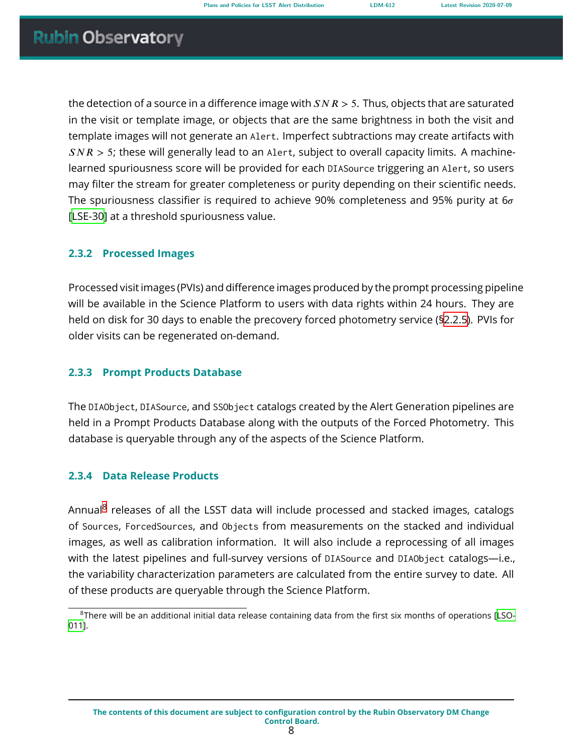the detection of a source in a difference image with $SNR > 5$. Thus, objects that are saturated in the visit or template image, or objects that are the same brightness in both the visit and template images will not generate an `Alert`. Imperfect subtractions may create artifacts with $SNR > 5$; these will generally lead to an `Alert`, subject to overall capacity limits. A machine-learned spuriousness score will be provided for each `DIASource` triggering an `Alert`, so users may filter the stream for greater completeness or purity depending on their scientific needs. The spuriousness classifier is required to achieve 90% completeness and 95% purity at $6\sigma$ [LSE-30] at a threshold spuriousness value.

### 2.3.2 Processed Images

Processed visit images (PVIs) and difference images produced by the prompt processing pipeline will be available in the Science Platform to users with data rights within 24 hours. They are held on disk for 30 days to enable the precovery forced photometry service (§2.2.5). PVIs for older visits can be regenerated on-demand.

### 2.3.3 Prompt Products Database

The `DIAObject`, `DIASource`, and `SSObject` catalogs created by the Alert Generation pipelines are held in a Prompt Products Database along with the outputs of the Forced Photometry. This database is queryable through any of the aspects of the Science Platform.

### 2.3.4 Data Release Products

Annual[8] releases of all the LSST data will include processed and stacked images, catalogs of `Sources`, `ForcedSources`, and `Objects` from measurements on the stacked and individual images, as well as calibration information. It will also include a reprocessing of all images with the latest pipelines and full-survey versions of `DIASource` and `DIAObject` catalogs—i.e., the variability characterization parameters are calculated from the entire survey to date. All of these products are queryable through the Science Platform.

[8] There will be an additional initial data release containing data from the first six months of operations [LSO-011].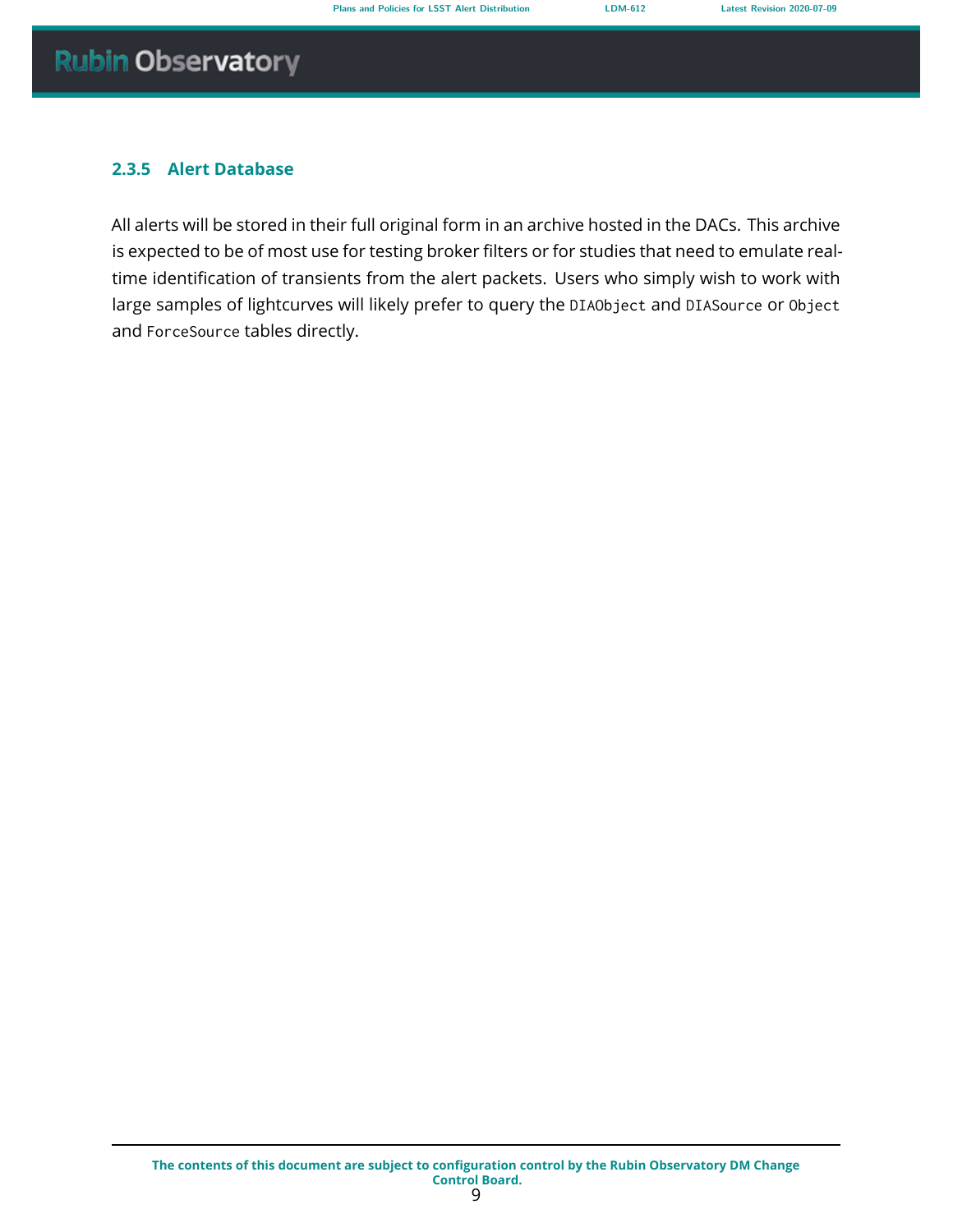### 2.3.5 Alert Database

All alerts will be stored in their full original form in an archive hosted in the DACs. This archive is expected to be of most use for testing broker filters or for studies that need to emulate real-time identification of transients from the alert packets. Users who simply wish to work with large samples of lightcurves will likely prefer to query the `DIAObject` and `DIASource` or `Object` and `ForceSource` tables directly.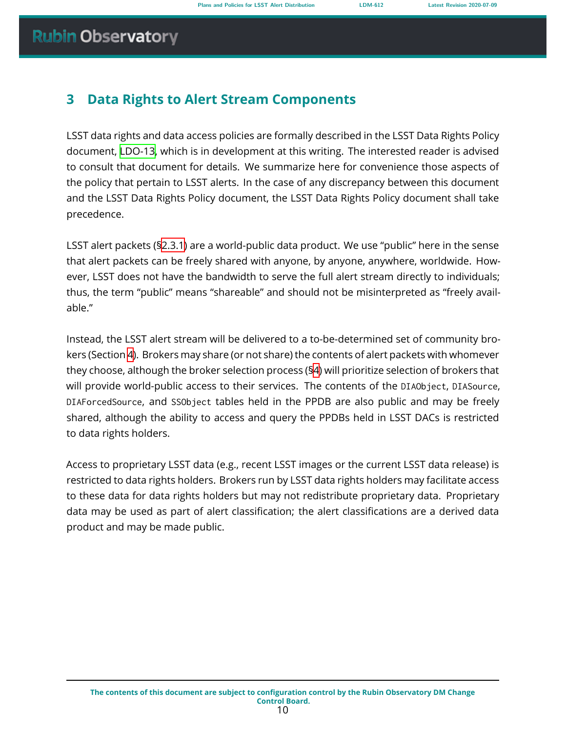# 3 Data Rights to Alert Stream Components

LSST data rights and data access policies are formally described in the LSST Data Rights Policy document, LDO-13, which is in development at this writing. The interested reader is advised to consult that document for details. We summarize here for convenience those aspects of the policy that pertain to LSST alerts. In the case of any discrepancy between this document and the LSST Data Rights Policy document, the LSST Data Rights Policy document shall take precedence.

LSST alert packets (§2.3.1) are a world-public data product. We use "public" here in the sense that alert packets can be freely shared with anyone, by anyone, anywhere, worldwide. However, LSST does not have the bandwidth to serve the full alert stream directly to individuals; thus, the term "public" means "shareable" and should not be misinterpreted as "freely available."

Instead, the LSST alert stream will be delivered to a to-be-determined set of community brokers (Section 4). Brokers may share (or not share) the contents of alert packets with whomever they choose, although the broker selection process (§4) will prioritize selection of brokers that will provide world-public access to their services. The contents of the `DIAObject`, `DIASource`, `DIAForcedSource`, and `SSObject` tables held in the PPDB are also public and may be freely shared, although the ability to access and query the PPDBs held in LSST DACs is restricted to data rights holders.

Access to proprietary LSST data (e.g., recent LSST images or the current LSST data release) is restricted to data rights holders. Brokers run by LSST data rights holders may facilitate access to these data for data rights holders but may not redistribute proprietary data. Proprietary data may be used as part of alert classification; the alert classifications are a derived data product and may be made public.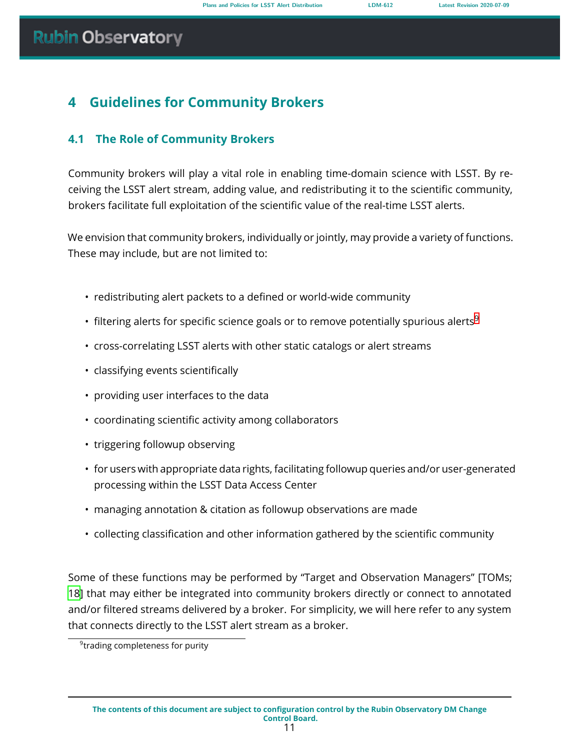# 4 Guidelines for Community Brokers

## 4.1 The Role of Community Brokers

Community brokers will play a vital role in enabling time-domain science with LSST. By receiving the LSST alert stream, adding value, and redistributing it to the scientific community, brokers facilitate full exploitation of the scientific value of the real-time LSST alerts.

We envision that community brokers, individually or jointly, may provide a variety of functions. These may include, but are not limited to:

- redistributing alert packets to a defined or world-wide community
- filtering alerts for specific science goals or to remove potentially spurious alerts[9]
- cross-correlating LSST alerts with other static catalogs or alert streams
- classifying events scientifically
- providing user interfaces to the data
- coordinating scientific activity among collaborators
- triggering followup observing
- for users with appropriate data rights, facilitating followup queries and/or user-generated processing within the LSST Data Access Center
- managing annotation & citation as followup observations are made
- collecting classification and other information gathered by the scientific community

Some of these functions may be performed by "Target and Observation Managers" [TOMs; 18] that may either be integrated into community brokers directly or connect to annotated and/or filtered streams delivered by a broker. For simplicity, we will here refer to any system that connects directly to the LSST alert stream as a broker.

[9] trading completeness for purity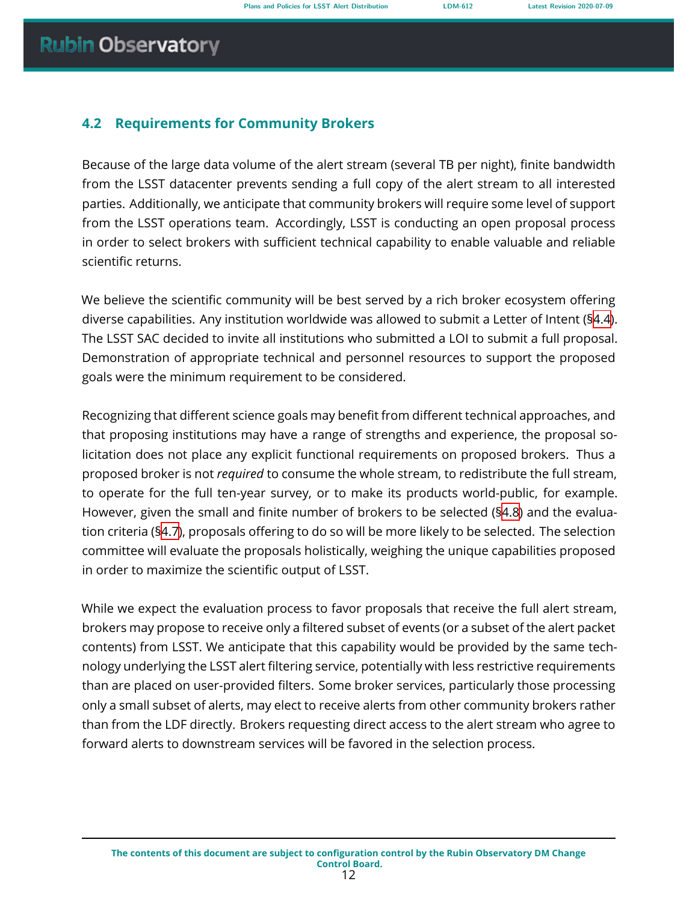## 4.2 Requirements for Community Brokers

Because of the large data volume of the alert stream (several TB per night), finite bandwidth from the LSST datacenter prevents sending a full copy of the alert stream to all interested parties. Additionally, we anticipate that community brokers will require some level of support from the LSST operations team. Accordingly, LSST is conducting an open proposal process in order to select brokers with sufficient technical capability to enable valuable and reliable scientific returns.

We believe the scientific community will be best served by a rich broker ecosystem offering diverse capabilities. Any institution worldwide was allowed to submit a Letter of Intent (§4.4). The LSST SAC decided to invite all institutions who submitted a LOI to submit a full proposal. Demonstration of appropriate technical and personnel resources to support the proposed goals were the minimum requirement to be considered.

Recognizing that different science goals may benefit from different technical approaches, and that proposing institutions may have a range of strengths and experience, the proposal solicitation does not place any explicit functional requirements on proposed brokers. Thus a proposed broker is not *required* to consume the whole stream, to redistribute the full stream, to operate for the full ten-year survey, or to make its products world-public, for example. However, given the small and finite number of brokers to be selected (§4.8) and the evaluation criteria (§4.7), proposals offering to do so will be more likely to be selected. The selection committee will evaluate the proposals holistically, weighing the unique capabilities proposed in order to maximize the scientific output of LSST.

While we expect the evaluation process to favor proposals that receive the full alert stream, brokers may propose to receive only a filtered subset of events (or a subset of the alert packet contents) from LSST. We anticipate that this capability would be provided by the same technology underlying the LSST alert filtering service, potentially with less restrictive requirements than are placed on user-provided filters. Some broker services, particularly those processing only a small subset of alerts, may elect to receive alerts from other community brokers rather than from the LDF directly. Brokers requesting direct access to the alert stream who agree to forward alerts to downstream services will be favored in the selection process.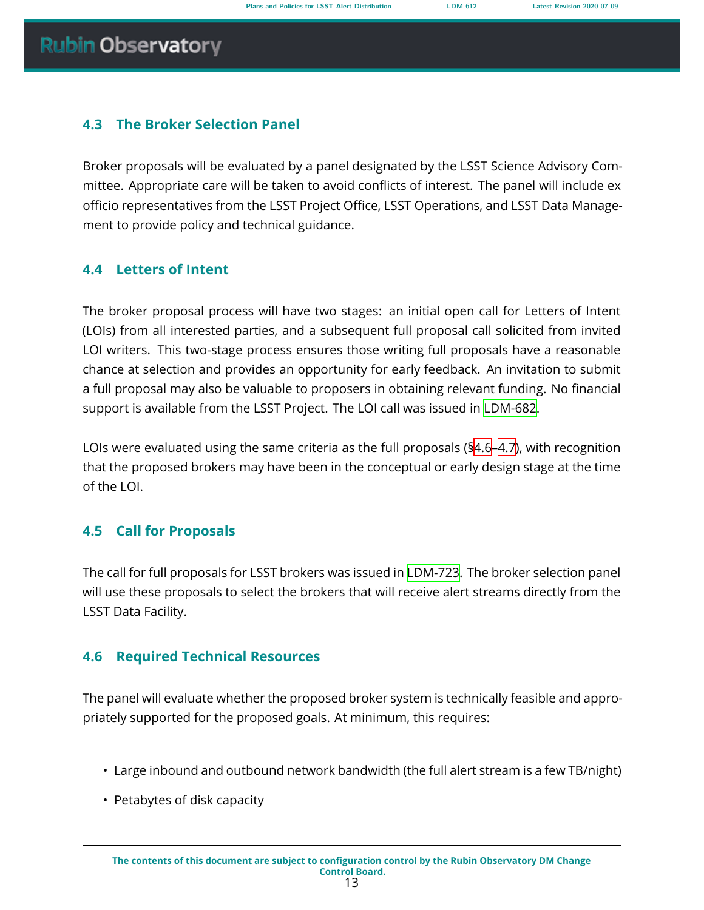## 4.3 The Broker Selection Panel

Broker proposals will be evaluated by a panel designated by the LSST Science Advisory Committee. Appropriate care will be taken to avoid conflicts of interest. The panel will include ex officio representatives from the LSST Project Office, LSST Operations, and LSST Data Management to provide policy and technical guidance.

## 4.4 Letters of Intent

The broker proposal process will have two stages: an initial open call for Letters of Intent (LOIs) from all interested parties, and a subsequent full proposal call solicited from invited LOI writers. This two-stage process ensures those writing full proposals have a reasonable chance at selection and provides an opportunity for early feedback. An invitation to submit a full proposal may also be valuable to proposers in obtaining relevant funding. No financial support is available from the LSST Project. The LOI call was issued in LDM-682.

LOIs were evaluated using the same criteria as the full proposals (§4.6–4.7), with recognition that the proposed brokers may have been in the conceptual or early design stage at the time of the LOI.

## 4.5 Call for Proposals

The call for full proposals for LSST brokers was issued in LDM-723. The broker selection panel will use these proposals to select the brokers that will receive alert streams directly from the LSST Data Facility.

## 4.6 Required Technical Resources

The panel will evaluate whether the proposed broker system is technically feasible and appropriately supported for the proposed goals. At minimum, this requires:

- Large inbound and outbound network bandwidth (the full alert stream is a few TB/night)
- Petabytes of disk capacity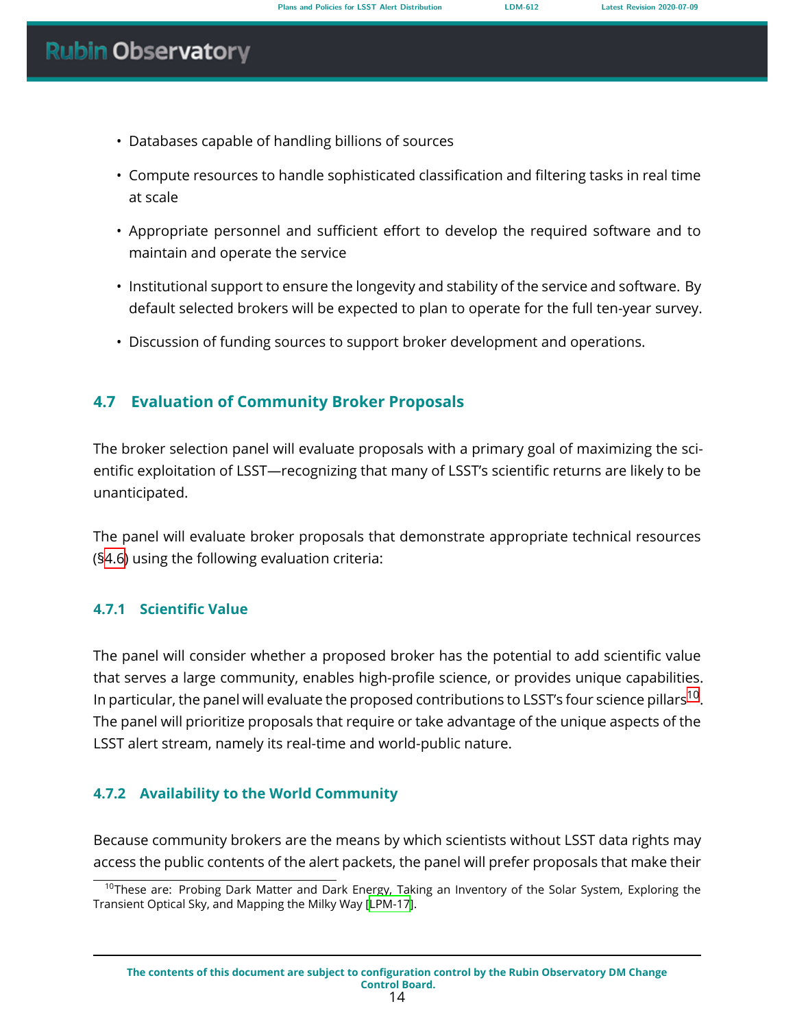- Databases capable of handling billions of sources
- Compute resources to handle sophisticated classification and filtering tasks in real time at scale
- Appropriate personnel and sufficient effort to develop the required software and to maintain and operate the service
- Institutional support to ensure the longevity and stability of the service and software. By default selected brokers will be expected to plan to operate for the full ten-year survey.
- Discussion of funding sources to support broker development and operations.

## 4.7 Evaluation of Community Broker Proposals

The broker selection panel will evaluate proposals with a primary goal of maximizing the scientific exploitation of LSST—recognizing that many of LSST's scientific returns are likely to be unanticipated.

The panel will evaluate broker proposals that demonstrate appropriate technical resources (§4.6) using the following evaluation criteria:

### 4.7.1 Scientific Value

The panel will consider whether a proposed broker has the potential to add scientific value that serves a large community, enables high-profile science, or provides unique capabilities. In particular, the panel will evaluate the proposed contributions to LSST's four science pillars[10]. The panel will prioritize proposals that require or take advantage of the unique aspects of the LSST alert stream, namely its real-time and world-public nature.

### 4.7.2 Availability to the World Community

Because community brokers are the means by which scientists without LSST data rights may access the public contents of the alert packets, the panel will prefer proposals that make their

[10] These are: Probing Dark Matter and Dark Energy, Taking an Inventory of the Solar System, Exploring the Transient Optical Sky, and Mapping the Milky Way [LPM-17].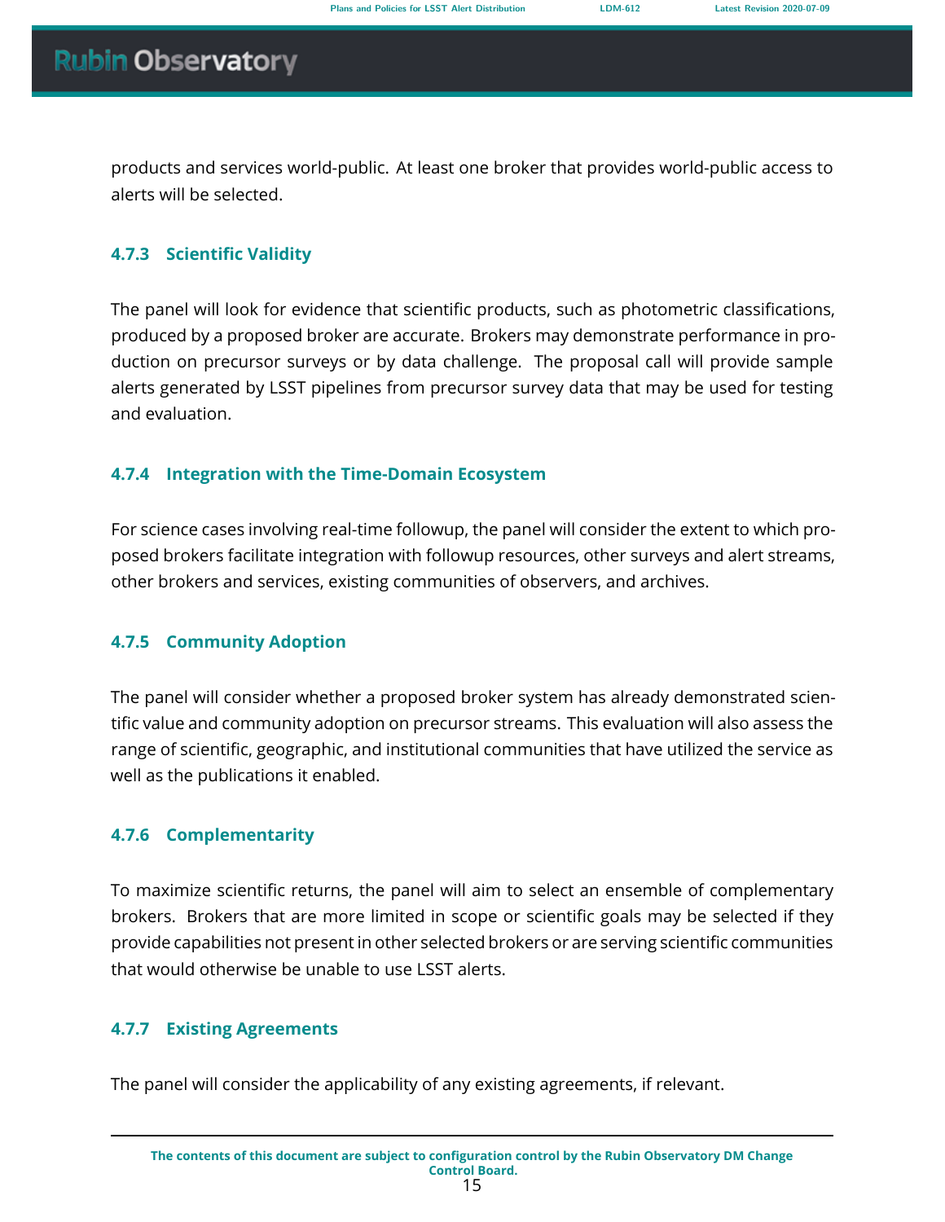products and services world-public. At least one broker that provides world-public access to alerts will be selected.

#### 4.7.3 Scientific Validity

The panel will look for evidence that scientific products, such as photometric classifications, produced by a proposed broker are accurate. Brokers may demonstrate performance in production on precursor surveys or by data challenge. The proposal call will provide sample alerts generated by LSST pipelines from precursor survey data that may be used for testing and evaluation.

#### 4.7.4 Integration with the Time-Domain Ecosystem

For science cases involving real-time followup, the panel will consider the extent to which proposed brokers facilitate integration with followup resources, other surveys and alert streams, other brokers and services, existing communities of observers, and archives.

#### 4.7.5 Community Adoption

The panel will consider whether a proposed broker system has already demonstrated scientific value and community adoption on precursor streams. This evaluation will also assess the range of scientific, geographic, and institutional communities that have utilized the service as well as the publications it enabled.

#### 4.7.6 Complementarity

To maximize scientific returns, the panel will aim to select an ensemble of complementary brokers. Brokers that are more limited in scope or scientific goals may be selected if they provide capabilities not present in other selected brokers or are serving scientific communities that would otherwise be unable to use LSST alerts.

#### 4.7.7 Existing Agreements

The panel will consider the applicability of any existing agreements, if relevant.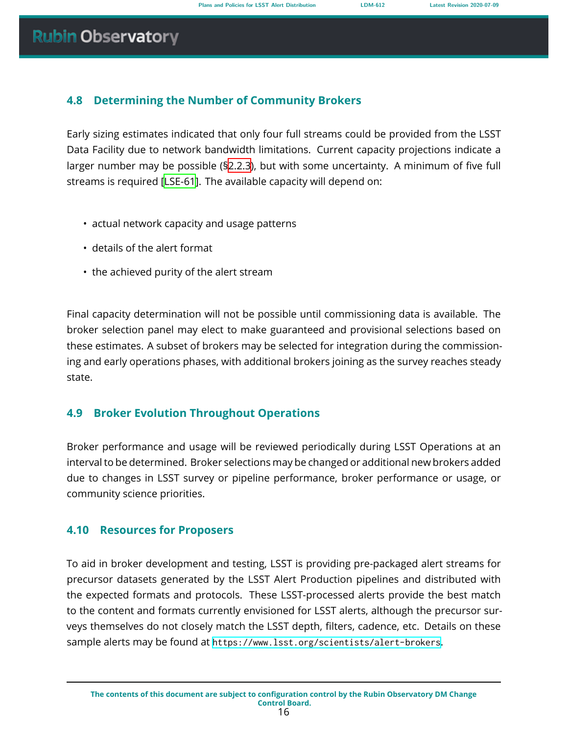### 4.8 Determining the Number of Community Brokers

Early sizing estimates indicated that only four full streams could be provided from the LSST Data Facility due to network bandwidth limitations. Current capacity projections indicate a larger number may be possible (§2.2.3), but with some uncertainty. A minimum of five full streams is required [LSE-61]. The available capacity will depend on:

- actual network capacity and usage patterns
- details of the alert format
- the achieved purity of the alert stream

Final capacity determination will not be possible until commissioning data is available. The broker selection panel may elect to make guaranteed and provisional selections based on these estimates. A subset of brokers may be selected for integration during the commissioning and early operations phases, with additional brokers joining as the survey reaches steady state.

### 4.9 Broker Evolution Throughout Operations

Broker performance and usage will be reviewed periodically during LSST Operations at an interval to be determined. Broker selections may be changed or additional new brokers added due to changes in LSST survey or pipeline performance, broker performance or usage, or community science priorities.

### 4.10 Resources for Proposers

To aid in broker development and testing, LSST is providing pre-packaged alert streams for precursor datasets generated by the LSST Alert Production pipelines and distributed with the expected formats and protocols. These LSST-processed alerts provide the best match to the content and formats currently envisioned for LSST alerts, although the precursor surveys themselves do not closely match the LSST depth, filters, cadence, etc. Details on these sample alerts may be found at `https://www.lsst.org/scientists/alert-brokers`.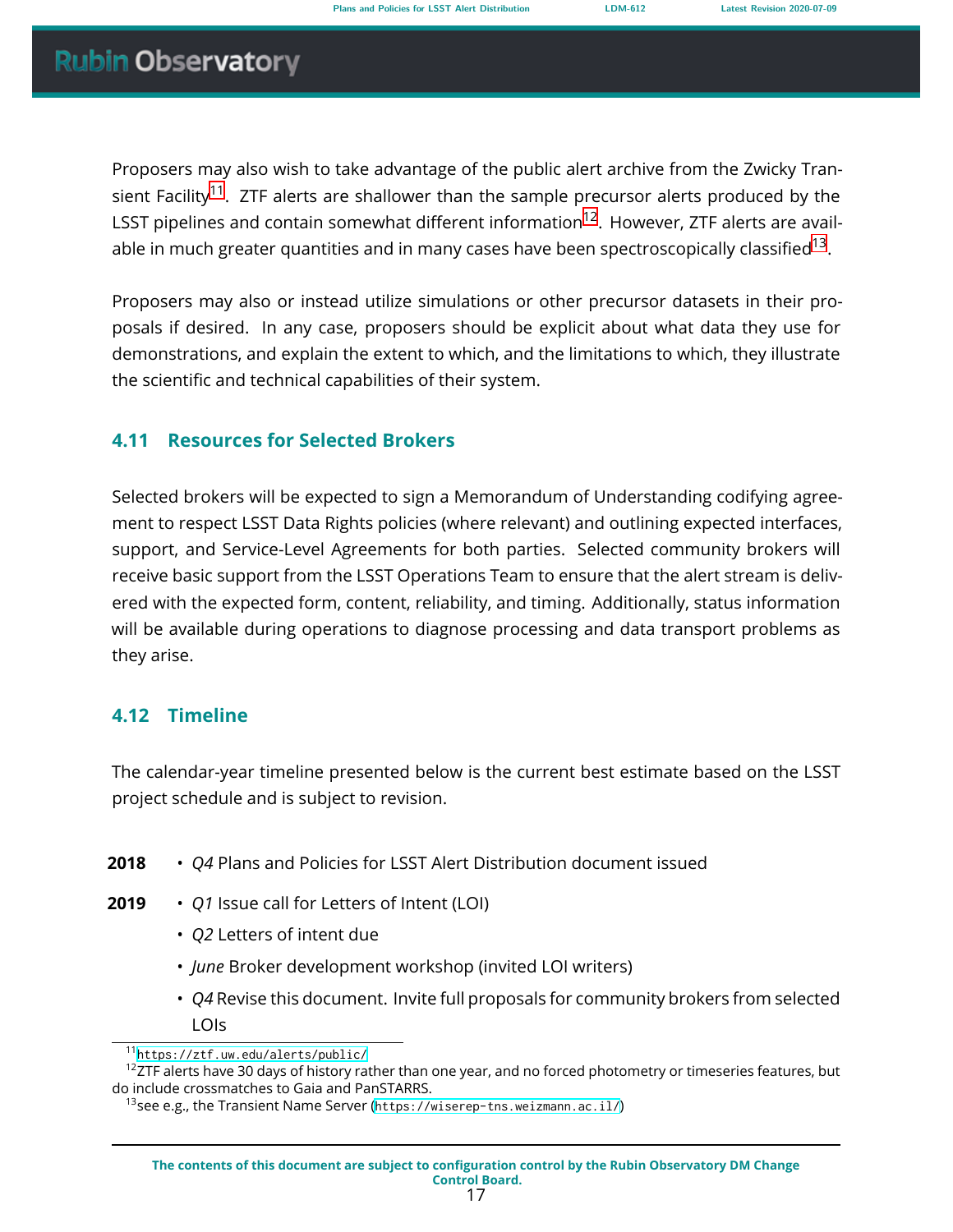Proposers may also wish to take advantage of the public alert archive from the Zwicky Transient Facility[11]. ZTF alerts are shallower than the sample precursor alerts produced by the LSST pipelines and contain somewhat different information[12]. However, ZTF alerts are available in much greater quantities and in many cases have been spectroscopically classified[13].

Proposers may also or instead utilize simulations or other precursor datasets in their proposals if desired. In any case, proposers should be explicit about what data they use for demonstrations, and explain the extent to which, and the limitations to which, they illustrate the scientific and technical capabilities of their system.

### 4.11 Resources for Selected Brokers

Selected brokers will be expected to sign a Memorandum of Understanding codifying agreement to respect LSST Data Rights policies (where relevant) and outlining expected interfaces, support, and Service-Level Agreements for both parties. Selected community brokers will receive basic support from the LSST Operations Team to ensure that the alert stream is delivered with the expected form, content, reliability, and timing. Additionally, status information will be available during operations to diagnose processing and data transport problems as they arise.

### 4.12 Timeline

The calendar-year timeline presented below is the current best estimate based on the LSST project schedule and is subject to revision.

**2018**
- *Q4* Plans and Policies for LSST Alert Distribution document issued

**2019**
- *Q1* Issue call for Letters of Intent (LOI)
- *Q2* Letters of intent due
- *June* Broker development workshop (invited LOI writers)
- *Q4* Revise this document. Invite full proposals for community brokers from selected LOIs

---

[11] https://ztf.uw.edu/alerts/public/

[12] ZTF alerts have 30 days of history rather than one year, and no forced photometry or timeseries features, but do include crossmatches to Gaia and PanSTARRS.

[13] see e.g., the Transient Name Server (https://wiserep-tns.weizmann.ac.il/)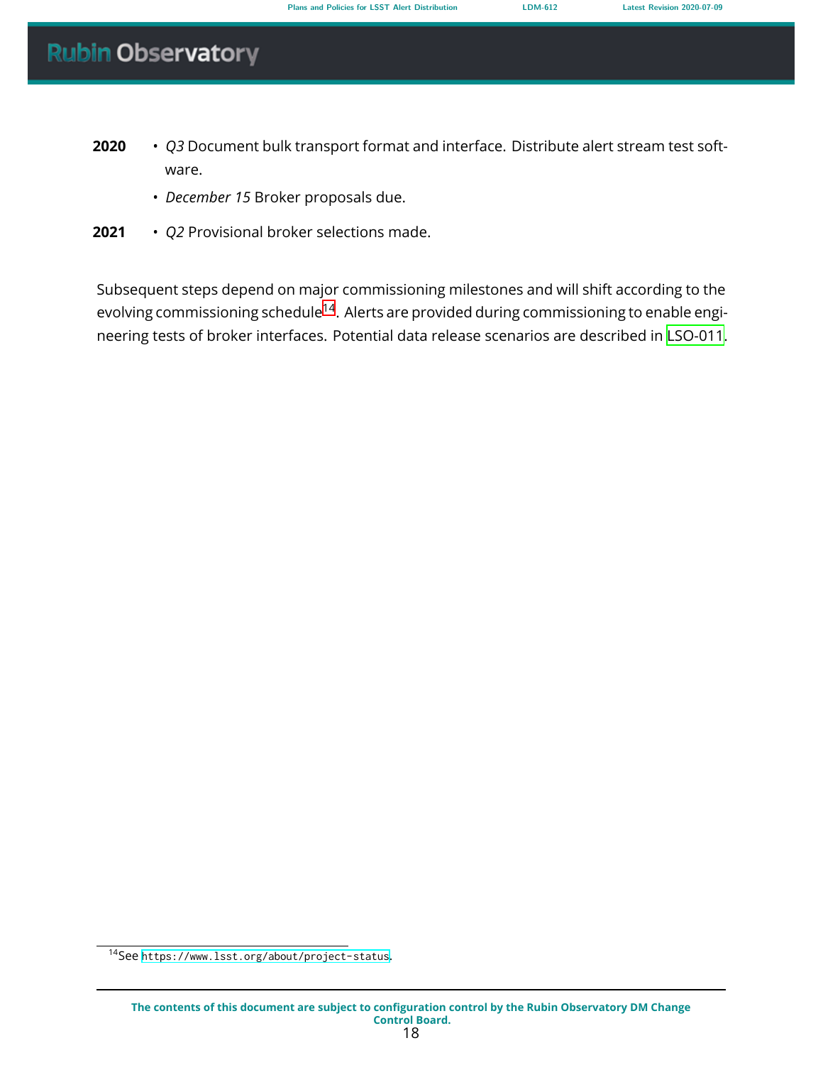**2020**

- *Q3* Document bulk transport format and interface. Distribute alert stream test software.
- *December 15* Broker proposals due.

**2021**

- *Q2* Provisional broker selections made.

Subsequent steps depend on major commissioning milestones and will shift according to the evolving commissioning schedule[14]. Alerts are provided during commissioning to enable engineering tests of broker interfaces. Potential data release scenarios are described in LSO-011.

[14] See `https://www.lsst.org/about/project-status`.

The contents of this document are subject to configuration control by the Rubin Observatory DM Change Control Board.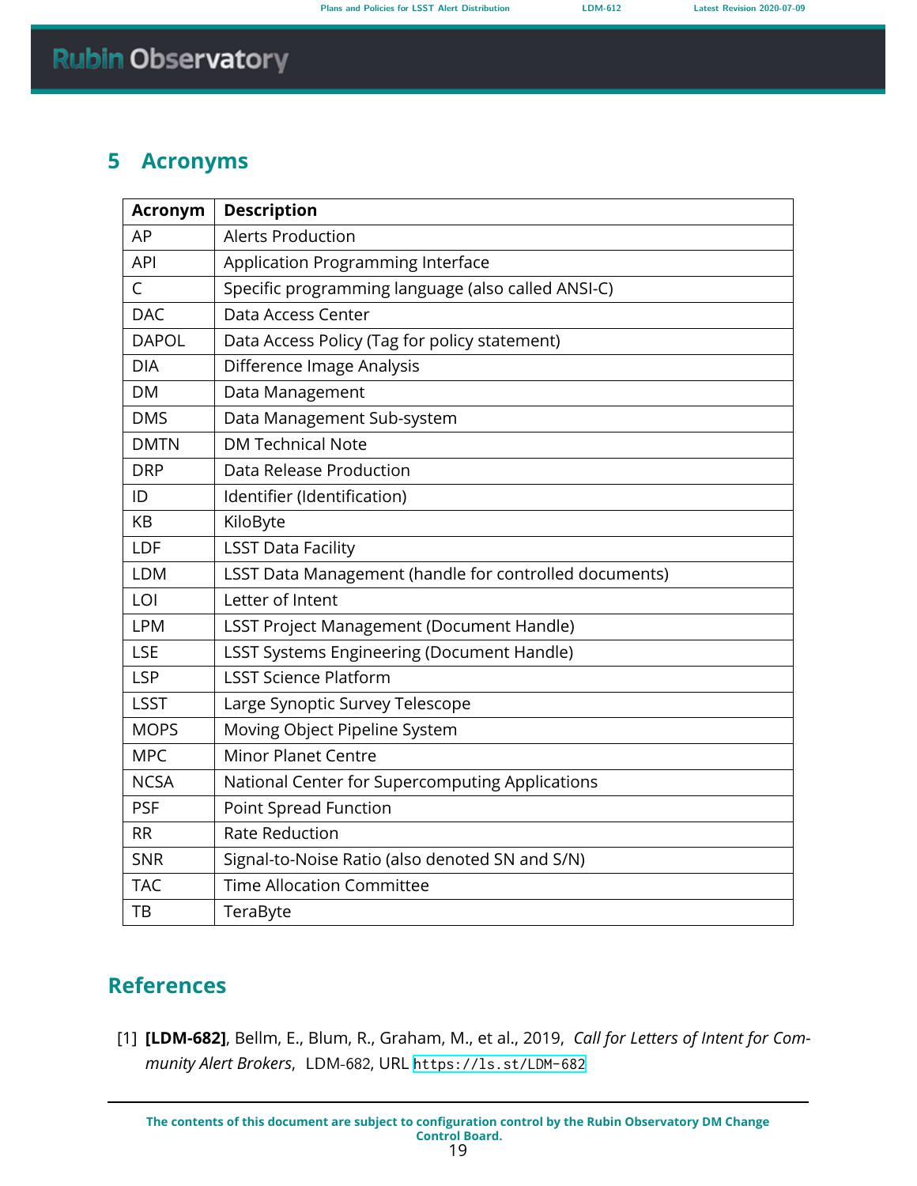## 5 Acronyms

| Acronym | Description |
|---|---|
| AP | Alerts Production |
| API | Application Programming Interface |
| C | Specific programming language (also called ANSI-C) |
| DAC | Data Access Center |
| DAPOL | Data Access Policy (Tag for policy statement) |
| DIA | Difference Image Analysis |
| DM | Data Management |
| DMS | Data Management Sub-system |
| DMTN | DM Technical Note |
| DRP | Data Release Production |
| ID | Identifier (Identification) |
| KB | KiloByte |
| LDF | LSST Data Facility |
| LDM | LSST Data Management (handle for controlled documents) |
| LOI | Letter of Intent |
| LPM | LSST Project Management (Document Handle) |
| LSE | LSST Systems Engineering (Document Handle) |
| LSP | LSST Science Platform |
| LSST | Large Synoptic Survey Telescope |
| MOPS | Moving Object Pipeline System |
| MPC | Minor Planet Centre |
| NCSA | National Center for Supercomputing Applications |
| PSF | Point Spread Function |
| RR | Rate Reduction |
| SNR | Signal-to-Noise Ratio (also denoted SN and S/N) |
| TAC | Time Allocation Committee |
| TB | TeraByte |

## References

[1] **[LDM-682]**, Bellm, E., Blum, R., Graham, M., et al., 2019, *Call for Letters of Intent for Community Alert Brokers*, LDM-682, URL https://ls.st/LDM-682

The contents of this document are subject to configuration control by the Rubin Observatory DM Change Control Board.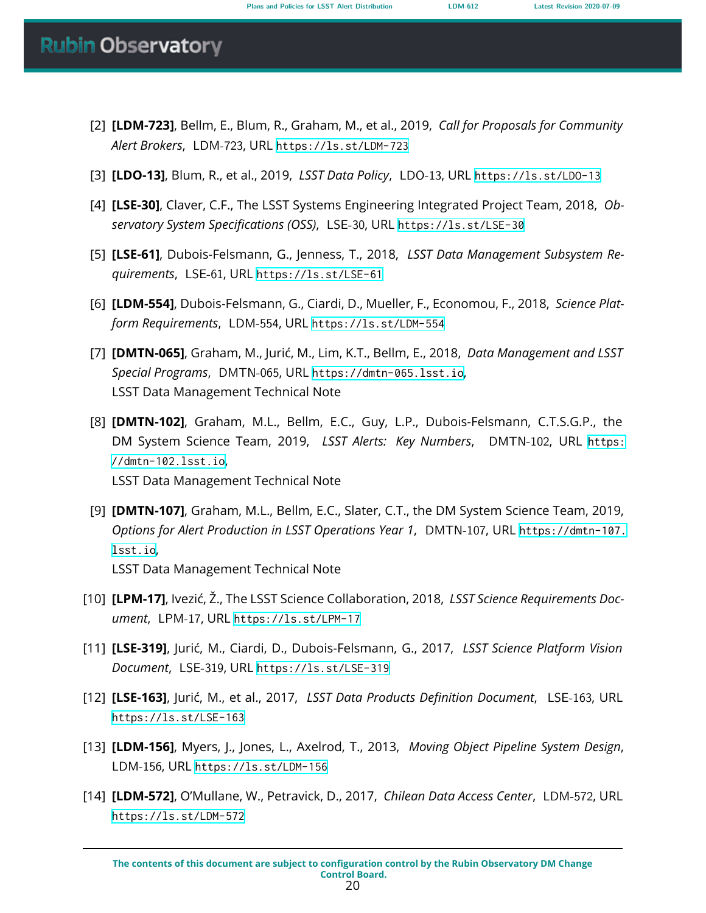[2] **[LDM-723]**, Bellm, E., Blum, R., Graham, M., et al., 2019, *Call for Proposals for Community Alert Brokers*, LDM-723, URL https://ls.st/LDM-723

[3] **[LDO-13]**, Blum, R., et al., 2019, *LSST Data Policy*, LDO-13, URL https://ls.st/LDO-13

[4] **[LSE-30]**, Claver, C.F., The LSST Systems Engineering Integrated Project Team, 2018, *Observatory System Specifications (OSS)*, LSE-30, URL https://ls.st/LSE-30

[5] **[LSE-61]**, Dubois-Felsmann, G., Jenness, T., 2018, *LSST Data Management Subsystem Requirements*, LSE-61, URL https://ls.st/LSE-61

[6] **[LDM-554]**, Dubois-Felsmann, G., Ciardi, D., Mueller, F., Economou, F., 2018, *Science Platform Requirements*, LDM-554, URL https://ls.st/LDM-554

[7] **[DMTN-065]**, Graham, M., Jurić, M., Lim, K.T., Bellm, E., 2018, *Data Management and LSST Special Programs*, DMTN-065, URL https://dmtn-065.lsst.io,
LSST Data Management Technical Note

[8] **[DMTN-102]**, Graham, M.L., Bellm, E.C., Guy, L.P., Dubois-Felsmann, C.T.S.G.P., the DM System Science Team, 2019, *LSST Alerts: Key Numbers*, DMTN-102, URL https://dmtn-102.lsst.io,
LSST Data Management Technical Note

[9] **[DMTN-107]**, Graham, M.L., Bellm, E.C., Slater, C.T., the DM System Science Team, 2019, *Options for Alert Production in LSST Operations Year 1*, DMTN-107, URL https://dmtn-107.lsst.io,
LSST Data Management Technical Note

[10] **[LPM-17]**, Ivezić, Ž., The LSST Science Collaboration, 2018, *LSST Science Requirements Document*, LPM-17, URL https://ls.st/LPM-17

[11] **[LSE-319]**, Jurić, M., Ciardi, D., Dubois-Felsmann, G., 2017, *LSST Science Platform Vision Document*, LSE-319, URL https://ls.st/LSE-319

[12] **[LSE-163]**, Jurić, M., et al., 2017, *LSST Data Products Definition Document*, LSE-163, URL https://ls.st/LSE-163

[13] **[LDM-156]**, Myers, J., Jones, L., Axelrod, T., 2013, *Moving Object Pipeline System Design*, LDM-156, URL https://ls.st/LDM-156

[14] **[LDM-572]**, O'Mullane, W., Petravick, D., 2017, *Chilean Data Access Center*, LDM-572, URL https://ls.st/LDM-572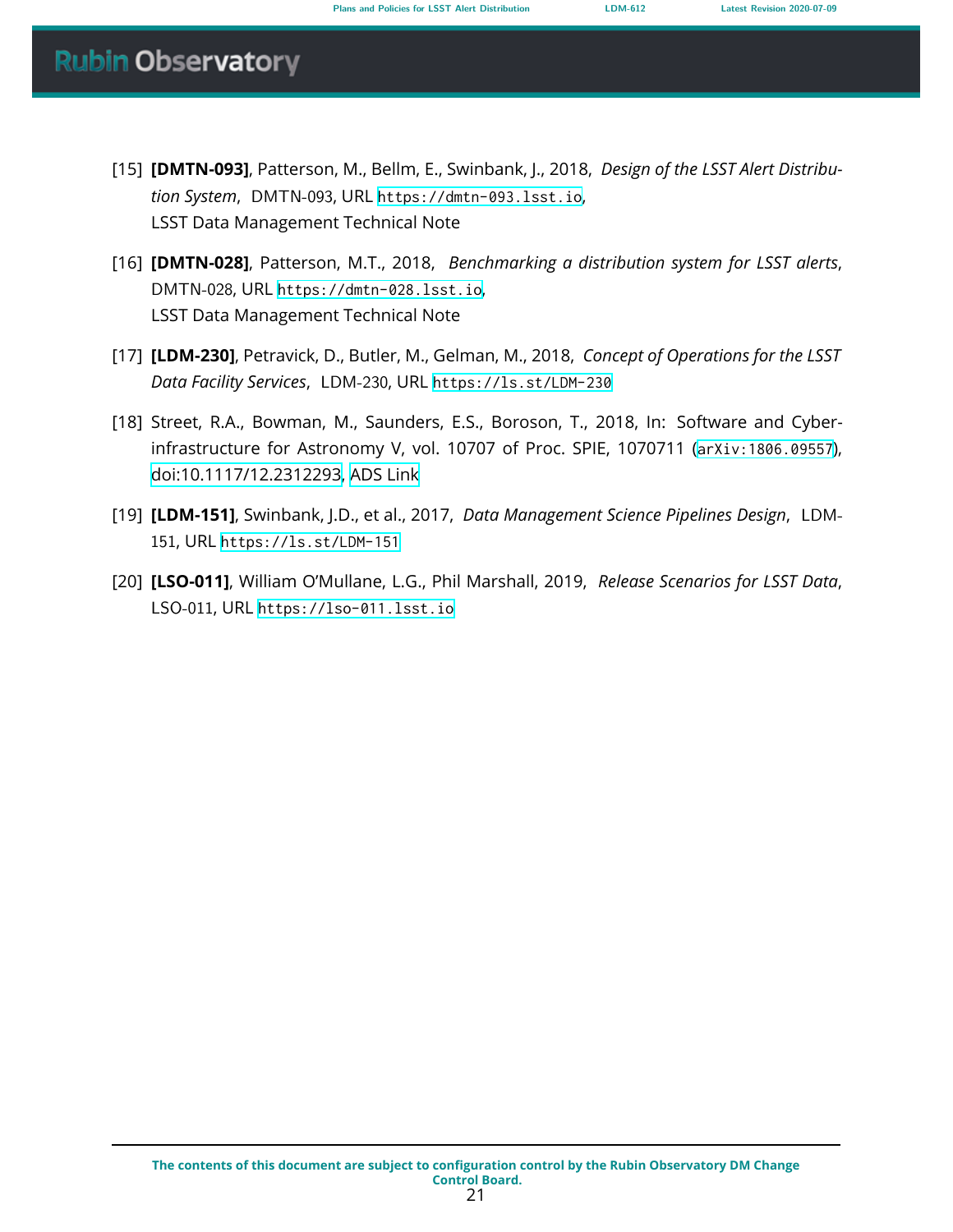[15] **[DMTN-093]**, Patterson, M., Bellm, E., Swinbank, J., 2018, *Design of the LSST Alert Distribution System*, DMTN-093, URL https://dmtn-093.lsst.io,
LSST Data Management Technical Note

[16] **[DMTN-028]**, Patterson, M.T., 2018, *Benchmarking a distribution system for LSST alerts*, DMTN-028, URL https://dmtn-028.lsst.io,
LSST Data Management Technical Note

[17] **[LDM-230]**, Petravick, D., Butler, M., Gelman, M., 2018, *Concept of Operations for the LSST Data Facility Services*, LDM-230, URL https://ls.st/LDM-230

[18] Street, R.A., Bowman, M., Saunders, E.S., Boroson, T., 2018, In: Software and Cyberinfrastructure for Astronomy V, vol. 10707 of Proc. SPIE, 1070711 (arXiv:1806.09557), doi:10.1117/12.2312293, ADS Link

[19] **[LDM-151]**, Swinbank, J.D., et al., 2017, *Data Management Science Pipelines Design*, LDM-151, URL https://ls.st/LDM-151

[20] **[LSO-011]**, William O'Mullane, L.G., Phil Marshall, 2019, *Release Scenarios for LSST Data*, LSO-011, URL https://lso-011.lsst.io